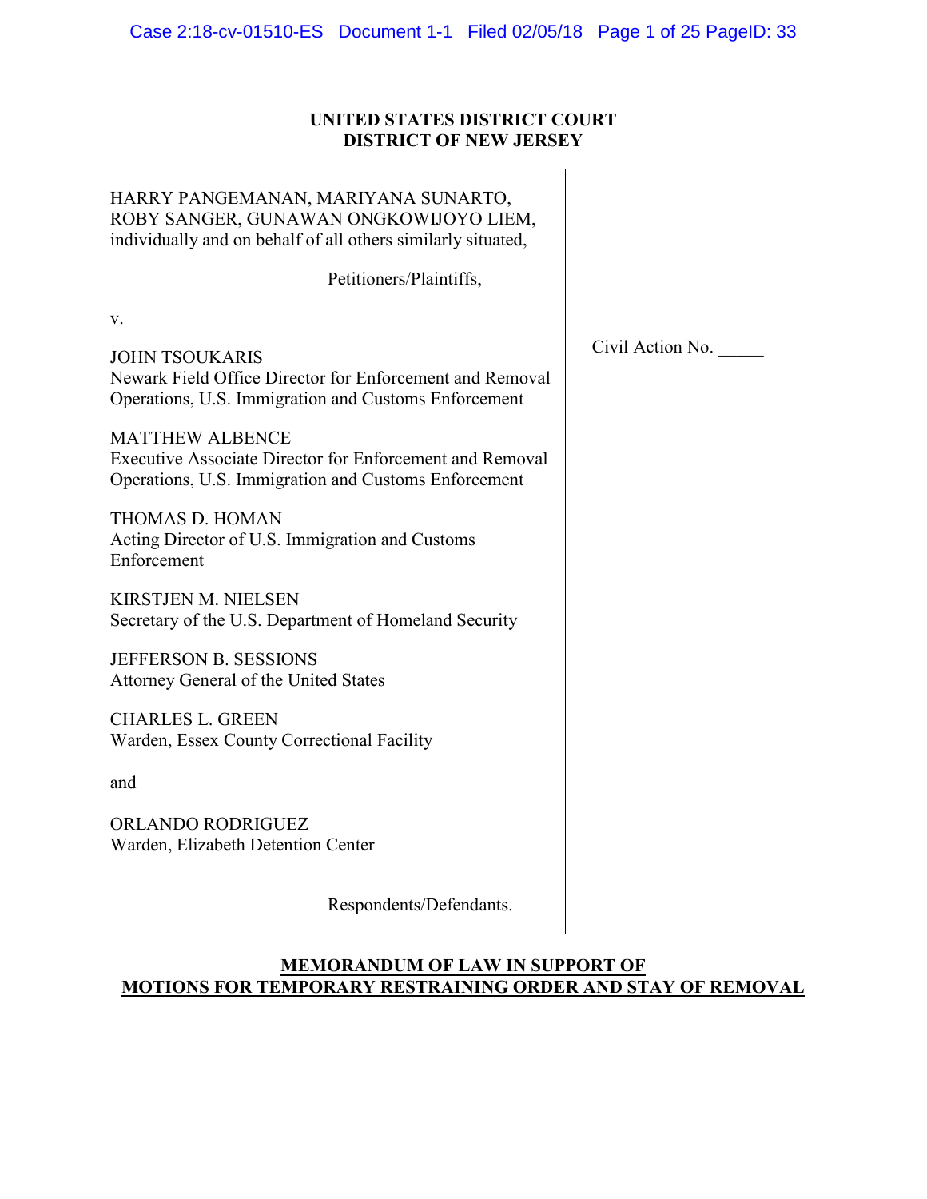**UNITED STATES DISTRICT COURT**
**DISTRICT OF NEW JERSEY**

| | |
|---|---|
| HARRY PANGEMANAN, MARIYANA SUNARTO, ROBY SANGER, GUNAWAN ONGKOWIJOYO LIEM, individually and on behalf of all others similarly situated,<br><br>Petitioners/Plaintiffs,<br><br>v.<br><br>JOHN TSOUKARIS<br>Newark Field Office Director for Enforcement and Removal Operations, U.S. Immigration and Customs Enforcement<br><br>MATTHEW ALBENCE<br>Executive Associate Director for Enforcement and Removal Operations, U.S. Immigration and Customs Enforcement<br><br>THOMAS D. HOMAN<br>Acting Director of U.S. Immigration and Customs Enforcement<br><br>KIRSTJEN M. NIELSEN<br>Secretary of the U.S. Department of Homeland Security<br><br>JEFFERSON B. SESSIONS<br>Attorney General of the United States<br><br>CHARLES L. GREEN<br>Warden, Essex County Correctional Facility<br><br>and<br><br>ORLANDO RODRIGUEZ<br>Warden, Elizabeth Detention Center<br><br>Respondents/Defendants. | Civil Action No. _____ |

**MEMORANDUM OF LAW IN SUPPORT OF MOTIONS FOR TEMPORARY RESTRAINING ORDER AND STAY OF REMOVAL**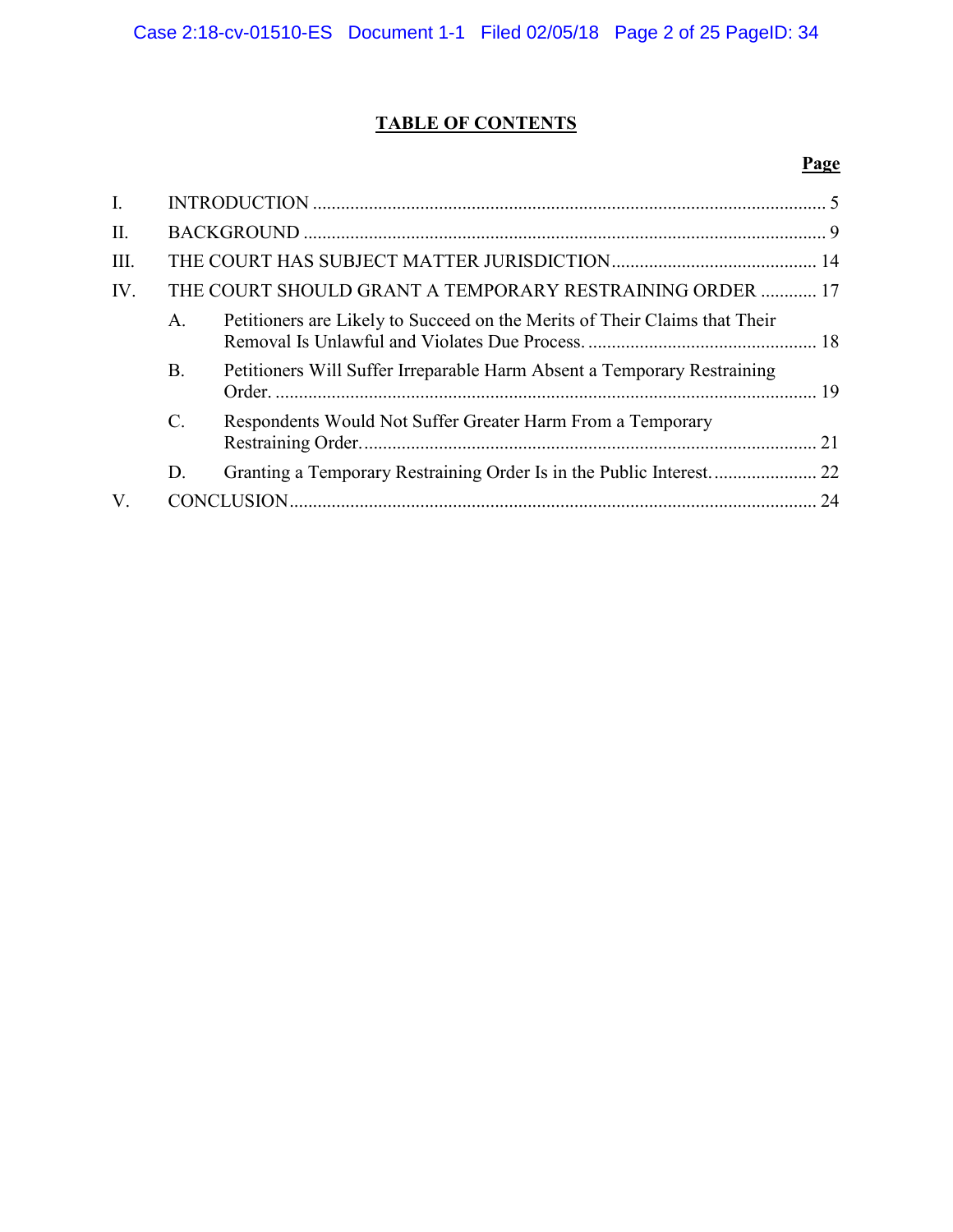# TABLE OF CONTENTS

| | | Page |
|---|---|---|
| I. | INTRODUCTION | 5 |
| II. | BACKGROUND | 9 |
| III. | THE COURT HAS SUBJECT MATTER JURISDICTION | 14 |
| IV. | THE COURT SHOULD GRANT A TEMPORARY RESTRAINING ORDER | 17 |
| | A. Petitioners are Likely to Succeed on the Merits of Their Claims that Their Removal Is Unlawful and Violates Due Process. | 18 |
| | B. Petitioners Will Suffer Irreparable Harm Absent a Temporary Restraining Order. | 19 |
| | C. Respondents Would Not Suffer Greater Harm From a Temporary Restraining Order. | 21 |
| | D. Granting a Temporary Restraining Order Is in the Public Interest. | 22 |
| V. | CONCLUSION | 24 |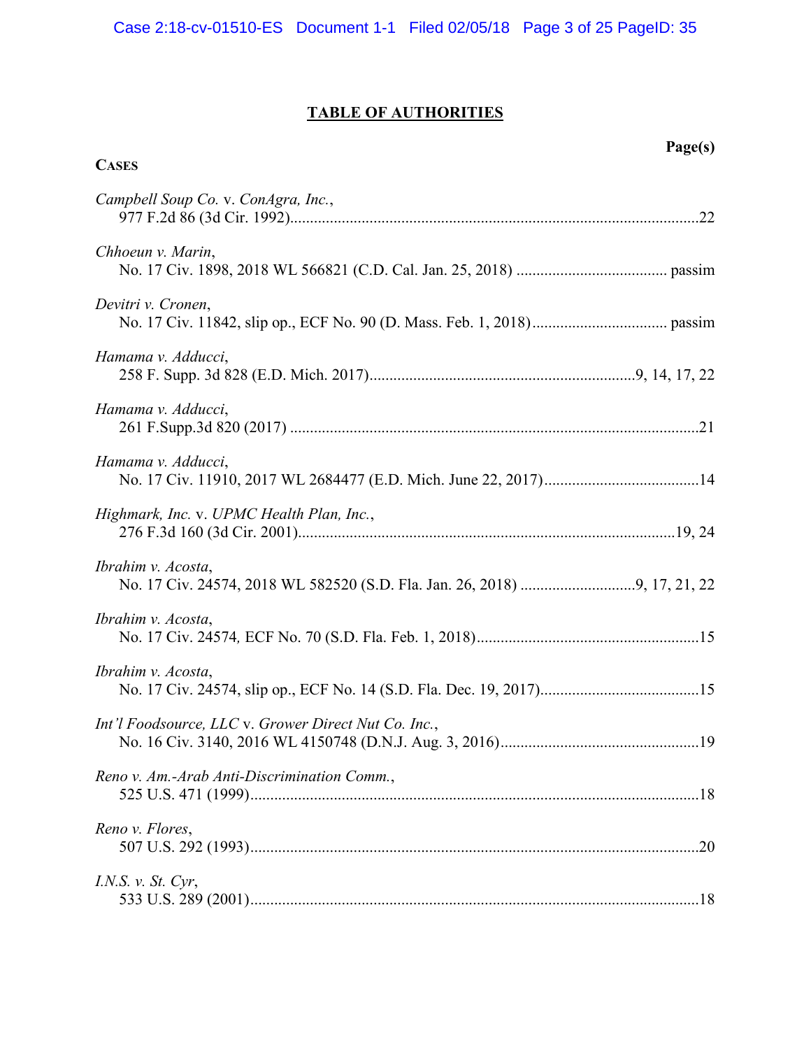## TABLE OF AUTHORITIES

**Page(s)**

**CASES**

*Campbell Soup Co.* v. *ConAgra, Inc.*,
977 F.2d 86 (3d Cir. 1992)....................22

*Chhoeun v. Marin*,
No. 17 Civ. 1898, 2018 WL 566821 (C.D. Cal. Jan. 25, 2018) .................... passim

*Devitri v. Cronen*,
No. 17 Civ. 11842, slip op., ECF No. 90 (D. Mass. Feb. 1, 2018).................... passim

*Hamama v. Adducci*,
258 F. Supp. 3d 828 (E.D. Mich. 2017)....................9, 14, 17, 22

*Hamama v. Adducci*,
261 F.Supp.3d 820 (2017) ....................21

*Hamama v. Adducci*,
No. 17 Civ. 11910, 2017 WL 2684477 (E.D. Mich. June 22, 2017)....................14

*Highmark, Inc.* v. *UPMC Health Plan, Inc.*,
276 F.3d 160 (3d Cir. 2001)....................19, 24

*Ibrahim v. Acosta*,
No. 17 Civ. 24574, 2018 WL 582520 (S.D. Fla. Jan. 26, 2018) ....................9, 17, 21, 22

*Ibrahim v. Acosta*,
No. 17 Civ. 24574, ECF No. 70 (S.D. Fla. Feb. 1, 2018)....................15

*Ibrahim v. Acosta*,
No. 17 Civ. 24574, slip op., ECF No. 14 (S.D. Fla. Dec. 19, 2017)....................15

*Int'l Foodsource, LLC* v. *Grower Direct Nut Co. Inc.*,
No. 16 Civ. 3140, 2016 WL 4150748 (D.N.J. Aug. 3, 2016)....................19

*Reno v. Am.-Arab Anti-Discrimination Comm.*,
525 U.S. 471 (1999)....................18

*Reno v. Flores*,
507 U.S. 292 (1993)....................20

*I.N.S. v. St. Cyr*,
533 U.S. 289 (2001)....................18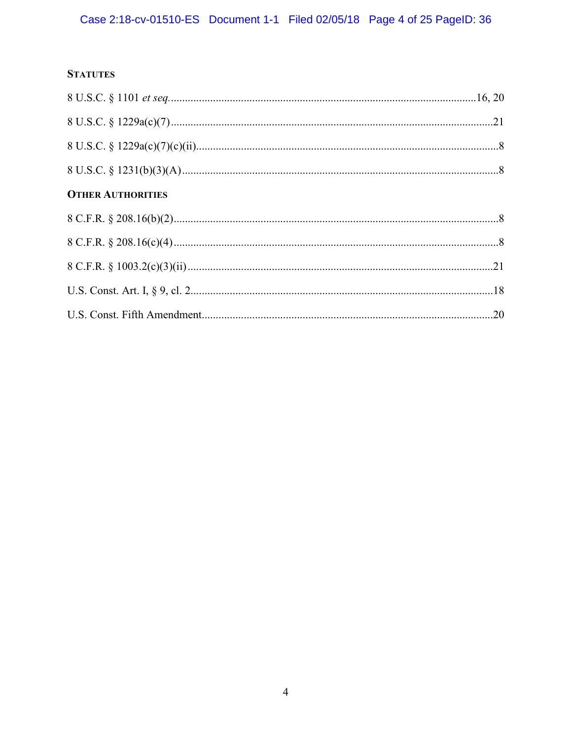**STATUTES**

8 U.S.C. § 1101 *et seq.* ............................................................................................................16, 20

8 U.S.C. § 1229a(c)(7) ..................................................................................................................21

8 U.S.C. § 1229a(c)(7)(c)(ii)............................................................................................................8

8 U.S.C. § 1231(b)(3)(A) ................................................................................................................8

**OTHER AUTHORITIES**

8 C.F.R. § 208.16(b)(2)....................................................................................................................8

8 C.F.R. § 208.16(c)(4) ....................................................................................................................8

8 C.F.R. § 1003.2(c)(3)(ii) .............................................................................................................21

U.S. Const. Art. I, § 9, cl. 2............................................................................................................18

U.S. Const. Fifth Amendment........................................................................................................20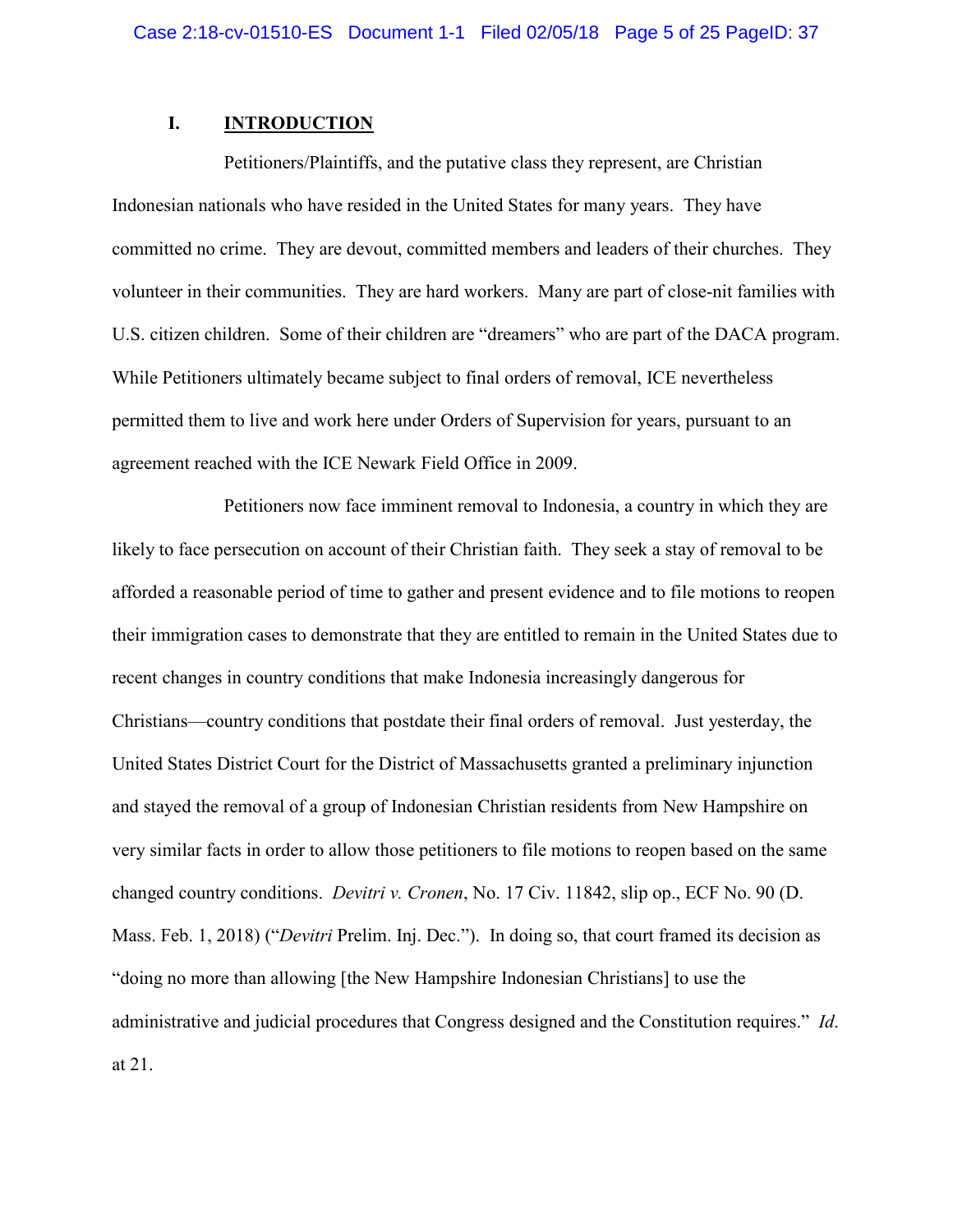## I. INTRODUCTION

Petitioners/Plaintiffs, and the putative class they represent, are Christian Indonesian nationals who have resided in the United States for many years. They have committed no crime. They are devout, committed members and leaders of their churches. They volunteer in their communities. They are hard workers. Many are part of close-nit families with U.S. citizen children. Some of their children are "dreamers" who are part of the DACA program. While Petitioners ultimately became subject to final orders of removal, ICE nevertheless permitted them to live and work here under Orders of Supervision for years, pursuant to an agreement reached with the ICE Newark Field Office in 2009.

Petitioners now face imminent removal to Indonesia, a country in which they are likely to face persecution on account of their Christian faith. They seek a stay of removal to be afforded a reasonable period of time to gather and present evidence and to file motions to reopen their immigration cases to demonstrate that they are entitled to remain in the United States due to recent changes in country conditions that make Indonesia increasingly dangerous for Christians—country conditions that postdate their final orders of removal. Just yesterday, the United States District Court for the District of Massachusetts granted a preliminary injunction and stayed the removal of a group of Indonesian Christian residents from New Hampshire on very similar facts in order to allow those petitioners to file motions to reopen based on the same changed country conditions. *Devitri v. Cronen*, No. 17 Civ. 11842, slip op., ECF No. 90 (D. Mass. Feb. 1, 2018) ("*Devitri* Prelim. Inj. Dec."). In doing so, that court framed its decision as "doing no more than allowing [the New Hampshire Indonesian Christians] to use the administrative and judicial procedures that Congress designed and the Constitution requires." *Id*. at 21.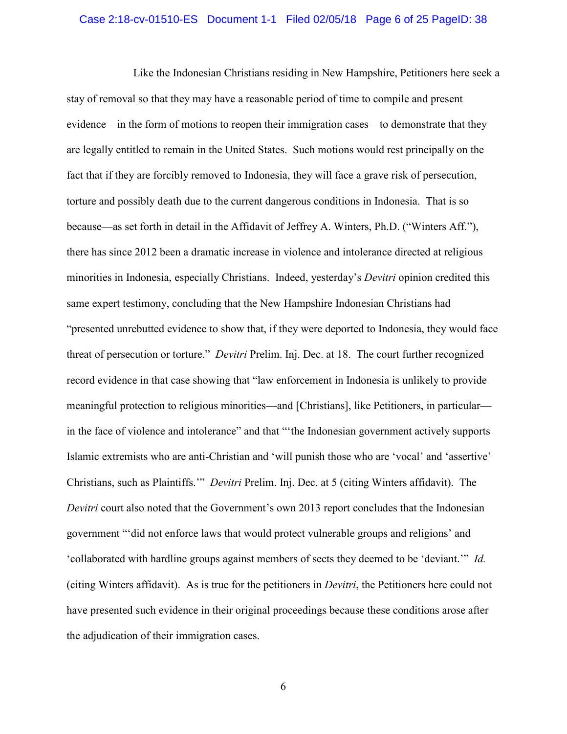Like the Indonesian Christians residing in New Hampshire, Petitioners here seek a stay of removal so that they may have a reasonable period of time to compile and present evidence—in the form of motions to reopen their immigration cases—to demonstrate that they are legally entitled to remain in the United States. Such motions would rest principally on the fact that if they are forcibly removed to Indonesia, they will face a grave risk of persecution, torture and possibly death due to the current dangerous conditions in Indonesia. That is so because—as set forth in detail in the Affidavit of Jeffrey A. Winters, Ph.D. ("Winters Aff."), there has since 2012 been a dramatic increase in violence and intolerance directed at religious minorities in Indonesia, especially Christians. Indeed, yesterday's *Devitri* opinion credited this same expert testimony, concluding that the New Hampshire Indonesian Christians had "presented unrebutted evidence to show that, if they were deported to Indonesia, they would face threat of persecution or torture." *Devitri* Prelim. Inj. Dec. at 18. The court further recognized record evidence in that case showing that "law enforcement in Indonesia is unlikely to provide meaningful protection to religious minorities—and [Christians], like Petitioners, in particular—in the face of violence and intolerance" and that "'the Indonesian government actively supports Islamic extremists who are anti-Christian and 'will punish those who are 'vocal' and 'assertive' Christians, such as Plaintiffs.'" *Devitri* Prelim. Inj. Dec. at 5 (citing Winters affidavit). The *Devitri* court also noted that the Government's own 2013 report concludes that the Indonesian government "'did not enforce laws that would protect vulnerable groups and religions' and 'collaborated with hardline groups against members of sects they deemed to be 'deviant.'" *Id.* (citing Winters affidavit). As is true for the petitioners in *Devitri*, the Petitioners here could not have presented such evidence in their original proceedings because these conditions arose after the adjudication of their immigration cases.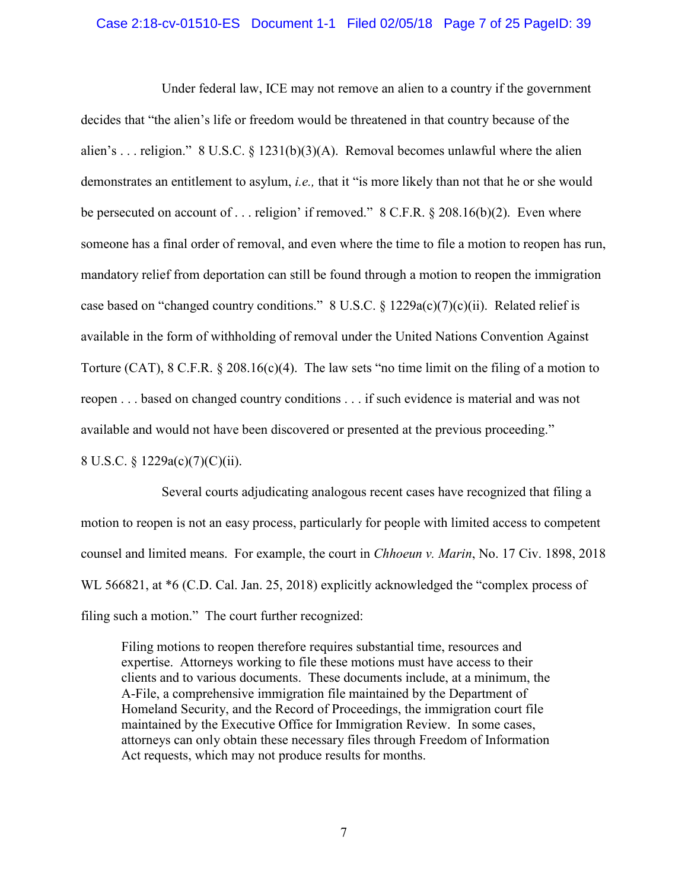Under federal law, ICE may not remove an alien to a country if the government decides that "the alien's life or freedom would be threatened in that country because of the alien's . . . religion." 8 U.S.C. § 1231(b)(3)(A). Removal becomes unlawful where the alien demonstrates an entitlement to asylum, *i.e.,* that it "is more likely than not that he or she would be persecuted on account of . . . religion' if removed." 8 C.F.R. § 208.16(b)(2). Even where someone has a final order of removal, and even where the time to file a motion to reopen has run, mandatory relief from deportation can still be found through a motion to reopen the immigration case based on "changed country conditions." 8 U.S.C. § 1229a(c)(7)(c)(ii). Related relief is available in the form of withholding of removal under the United Nations Convention Against Torture (CAT), 8 C.F.R. § 208.16(c)(4). The law sets "no time limit on the filing of a motion to reopen . . . based on changed country conditions . . . if such evidence is material and was not available and would not have been discovered or presented at the previous proceeding." 8 U.S.C. § 1229a(c)(7)(C)(ii).

Several courts adjudicating analogous recent cases have recognized that filing a motion to reopen is not an easy process, particularly for people with limited access to competent counsel and limited means. For example, the court in *Chhoeun v. Marin*, No. 17 Civ. 1898, 2018 WL 566821, at *6 (C.D. Cal. Jan. 25, 2018) explicitly acknowledged the "complex process of filing such a motion." The court further recognized:

> Filing motions to reopen therefore requires substantial time, resources and expertise. Attorneys working to file these motions must have access to their clients and to various documents. These documents include, at a minimum, the A-File, a comprehensive immigration file maintained by the Department of Homeland Security, and the Record of Proceedings, the immigration court file maintained by the Executive Office for Immigration Review. In some cases, attorneys can only obtain these necessary files through Freedom of Information Act requests, which may not produce results for months.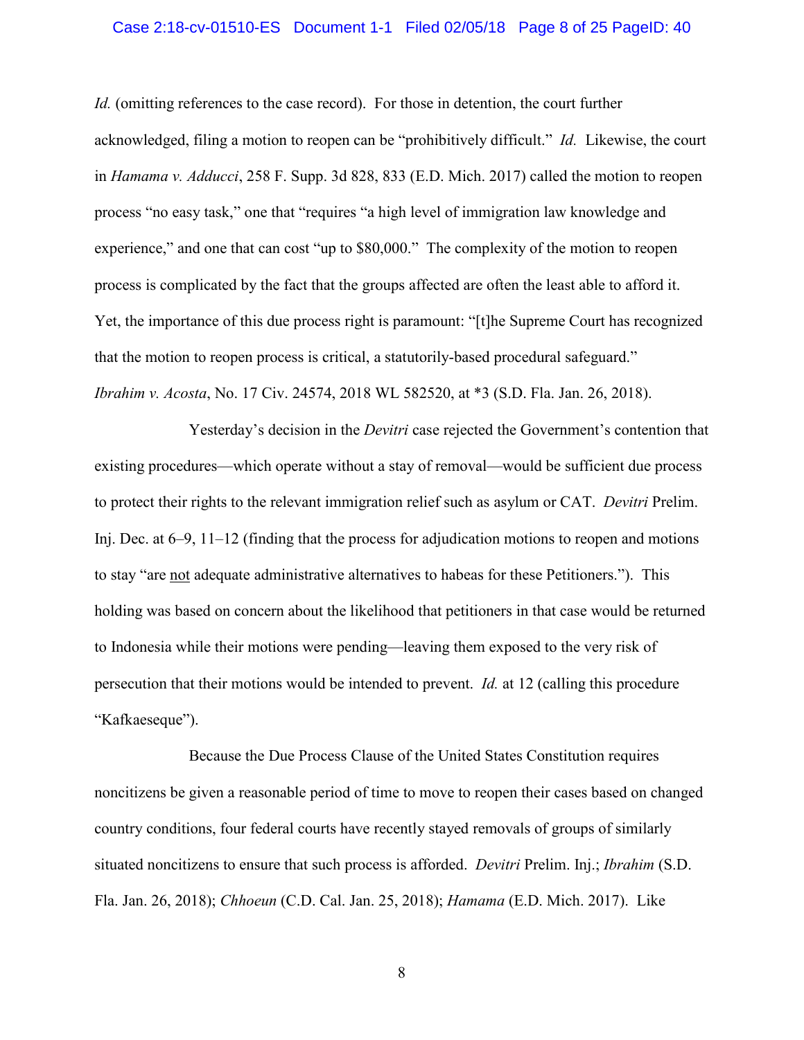*Id.* (omitting references to the case record). For those in detention, the court further acknowledged, filing a motion to reopen can be "prohibitively difficult." *Id.* Likewise, the court in *Hamama v. Adducci*, 258 F. Supp. 3d 828, 833 (E.D. Mich. 2017) called the motion to reopen process "no easy task," one that "requires "a high level of immigration law knowledge and experience," and one that can cost "up to $80,000." The complexity of the motion to reopen process is complicated by the fact that the groups affected are often the least able to afford it. Yet, the importance of this due process right is paramount: "[t]he Supreme Court has recognized that the motion to reopen process is critical, a statutorily-based procedural safeguard." *Ibrahim v. Acosta*, No. 17 Civ. 24574, 2018 WL 582520, at *3 (S.D. Fla. Jan. 26, 2018).

Yesterday's decision in the *Devitri* case rejected the Government's contention that existing procedures—which operate without a stay of removal—would be sufficient due process to protect their rights to the relevant immigration relief such as asylum or CAT. *Devitri* Prelim. Inj. Dec. at 6–9, 11–12 (finding that the process for adjudication motions to reopen and motions to stay "are not adequate administrative alternatives to habeas for these Petitioners."). This holding was based on concern about the likelihood that petitioners in that case would be returned to Indonesia while their motions were pending—leaving them exposed to the very risk of persecution that their motions would be intended to prevent. *Id.* at 12 (calling this procedure "Kafkaeseque").

Because the Due Process Clause of the United States Constitution requires noncitizens be given a reasonable period of time to move to reopen their cases based on changed country conditions, four federal courts have recently stayed removals of groups of similarly situated noncitizens to ensure that such process is afforded. *Devitri* Prelim. Inj.; *Ibrahim* (S.D. Fla. Jan. 26, 2018); *Chhoeun* (C.D. Cal. Jan. 25, 2018); *Hamama* (E.D. Mich. 2017). Like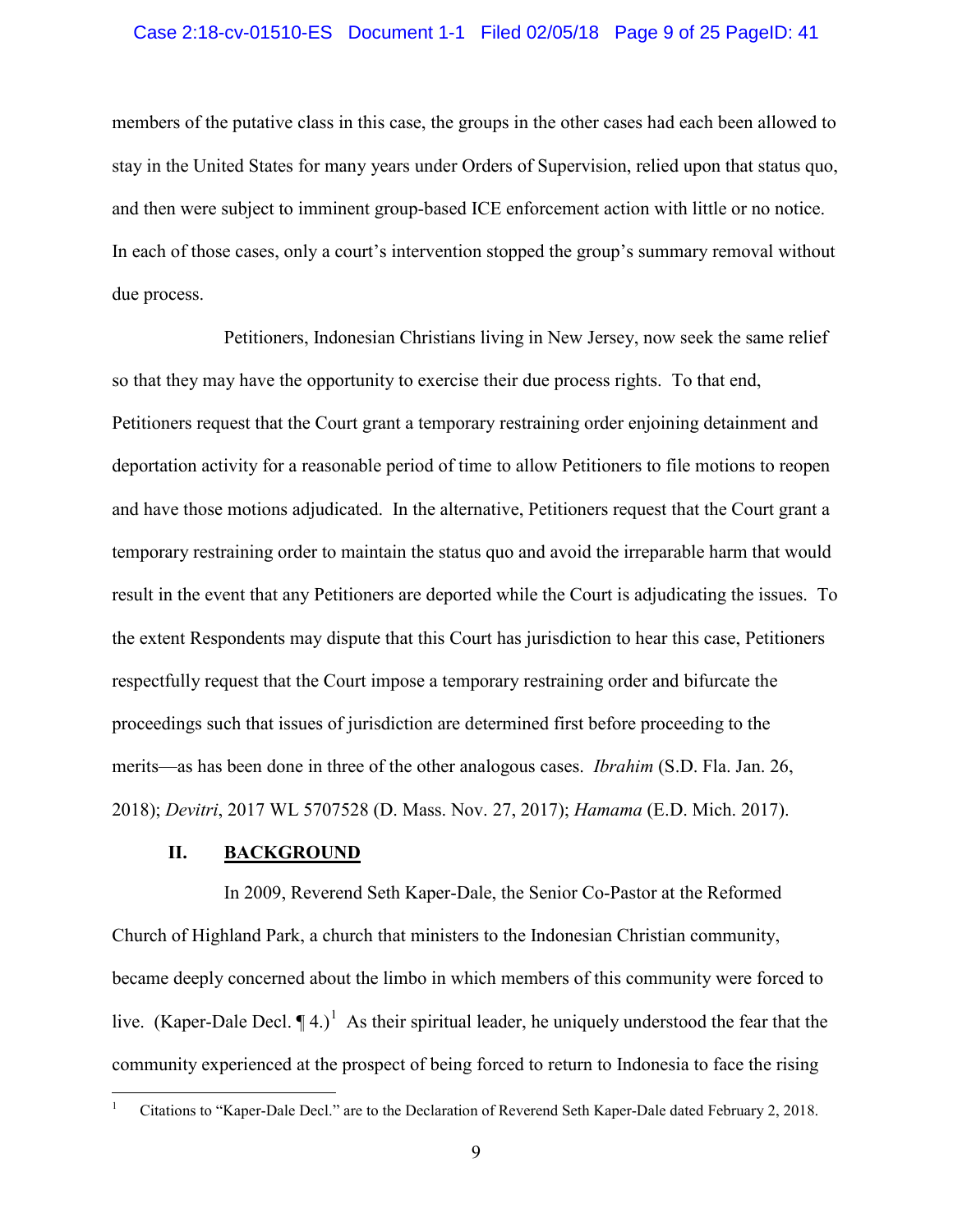members of the putative class in this case, the groups in the other cases had each been allowed to stay in the United States for many years under Orders of Supervision, relied upon that status quo, and then were subject to imminent group-based ICE enforcement action with little or no notice. In each of those cases, only a court's intervention stopped the group's summary removal without due process.

Petitioners, Indonesian Christians living in New Jersey, now seek the same relief so that they may have the opportunity to exercise their due process rights. To that end, Petitioners request that the Court grant a temporary restraining order enjoining detainment and deportation activity for a reasonable period of time to allow Petitioners to file motions to reopen and have those motions adjudicated. In the alternative, Petitioners request that the Court grant a temporary restraining order to maintain the status quo and avoid the irreparable harm that would result in the event that any Petitioners are deported while the Court is adjudicating the issues. To the extent Respondents may dispute that this Court has jurisdiction to hear this case, Petitioners respectfully request that the Court impose a temporary restraining order and bifurcate the proceedings such that issues of jurisdiction are determined first before proceeding to the merits—as has been done in three of the other analogous cases. *Ibrahim* (S.D. Fla. Jan. 26, 2018); *Devitri*, 2017 WL 5707528 (D. Mass. Nov. 27, 2017); *Hamama* (E.D. Mich. 2017).

## II. BACKGROUND

In 2009, Reverend Seth Kaper-Dale, the Senior Co-Pastor at the Reformed Church of Highland Park, a church that ministers to the Indonesian Christian community, became deeply concerned about the limbo in which members of this community were forced to live. (Kaper-Dale Decl. ¶ 4.)[1] As their spiritual leader, he uniquely understood the fear that the community experienced at the prospect of being forced to return to Indonesia to face the rising

---

[1] Citations to "Kaper-Dale Decl." are to the Declaration of Reverend Seth Kaper-Dale dated February 2, 2018.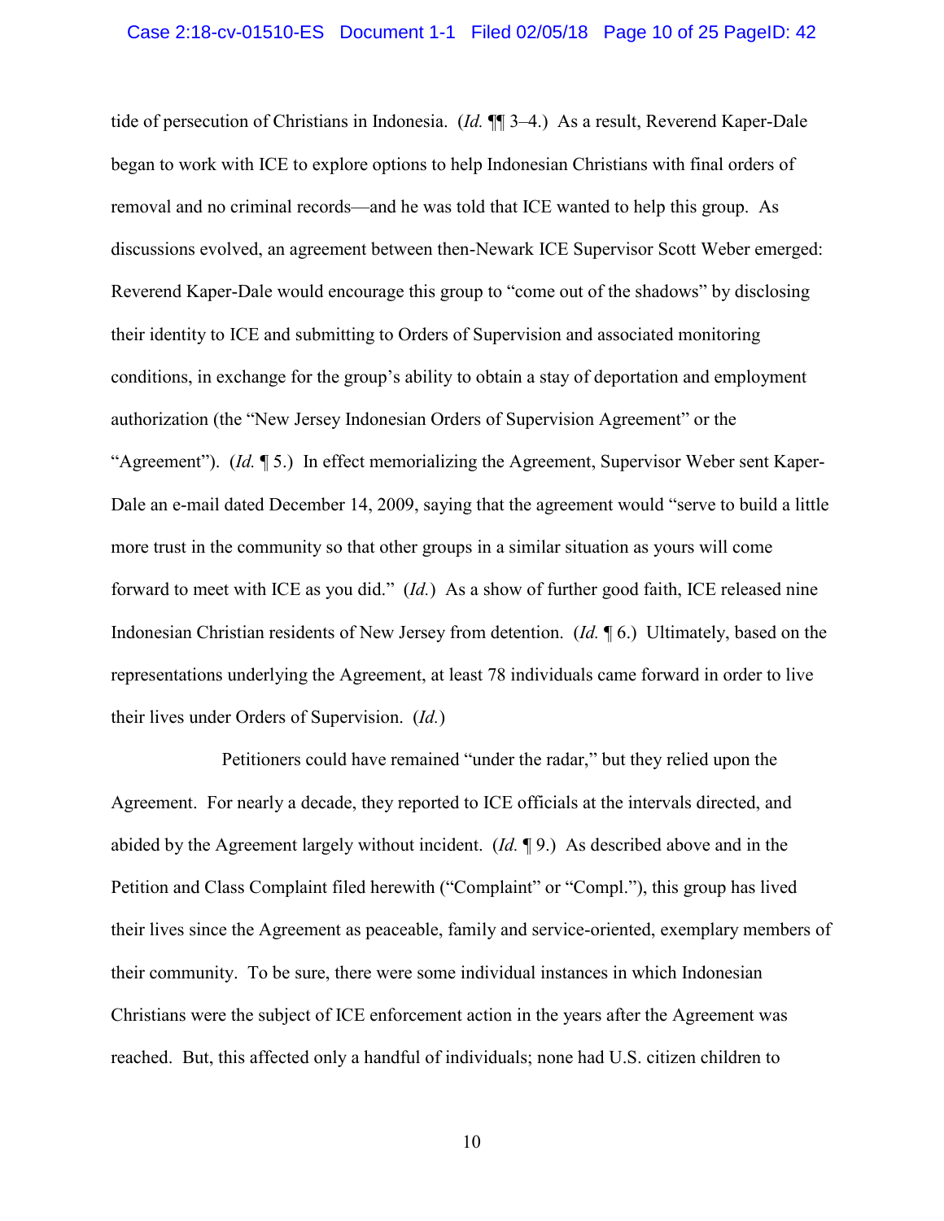tide of persecution of Christians in Indonesia. (*Id.* ¶¶ 3–4.) As a result, Reverend Kaper-Dale began to work with ICE to explore options to help Indonesian Christians with final orders of removal and no criminal records—and he was told that ICE wanted to help this group. As discussions evolved, an agreement between then-Newark ICE Supervisor Scott Weber emerged: Reverend Kaper-Dale would encourage this group to "come out of the shadows" by disclosing their identity to ICE and submitting to Orders of Supervision and associated monitoring conditions, in exchange for the group's ability to obtain a stay of deportation and employment authorization (the "New Jersey Indonesian Orders of Supervision Agreement" or the "Agreement"). (*Id.* ¶ 5.) In effect memorializing the Agreement, Supervisor Weber sent Kaper-Dale an e-mail dated December 14, 2009, saying that the agreement would "serve to build a little more trust in the community so that other groups in a similar situation as yours will come forward to meet with ICE as you did." (*Id.*) As a show of further good faith, ICE released nine Indonesian Christian residents of New Jersey from detention. (*Id.* ¶ 6.) Ultimately, based on the representations underlying the Agreement, at least 78 individuals came forward in order to live their lives under Orders of Supervision. (*Id.*)

Petitioners could have remained "under the radar," but they relied upon the Agreement. For nearly a decade, they reported to ICE officials at the intervals directed, and abided by the Agreement largely without incident. (*Id.* ¶ 9.) As described above and in the Petition and Class Complaint filed herewith ("Complaint" or "Compl."), this group has lived their lives since the Agreement as peaceable, family and service-oriented, exemplary members of their community. To be sure, there were some individual instances in which Indonesian Christians were the subject of ICE enforcement action in the years after the Agreement was reached. But, this affected only a handful of individuals; none had U.S. citizen children to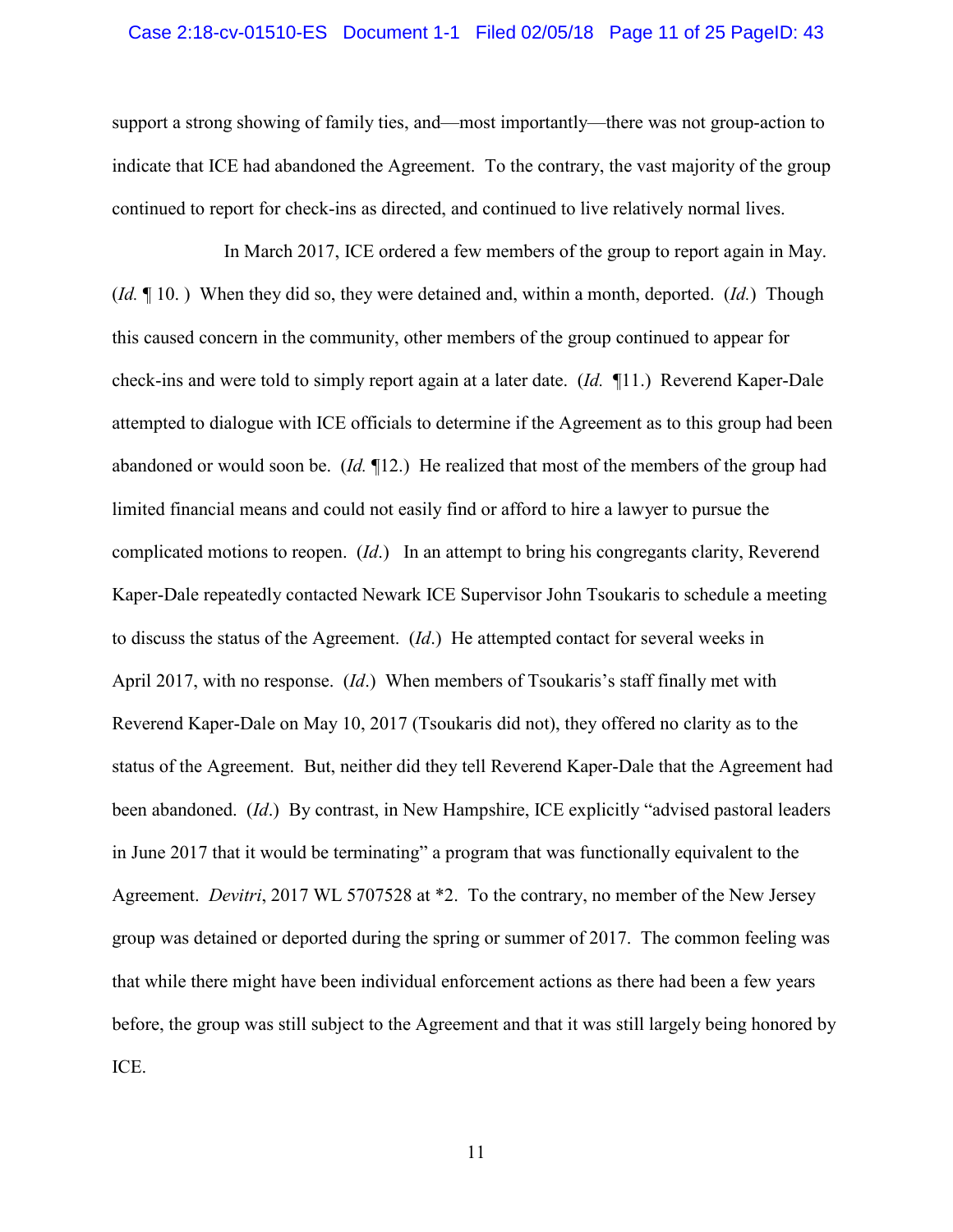support a strong showing of family ties, and—most importantly—there was not group-action to indicate that ICE had abandoned the Agreement. To the contrary, the vast majority of the group continued to report for check-ins as directed, and continued to live relatively normal lives.

In March 2017, ICE ordered a few members of the group to report again in May. (*Id.* ¶ 10. ) When they did so, they were detained and, within a month, deported. (*Id.*) Though this caused concern in the community, other members of the group continued to appear for check-ins and were told to simply report again at a later date. (*Id.* ¶11.) Reverend Kaper-Dale attempted to dialogue with ICE officials to determine if the Agreement as to this group had been abandoned or would soon be. (*Id.* ¶12.) He realized that most of the members of the group had limited financial means and could not easily find or afford to hire a lawyer to pursue the complicated motions to reopen. (*Id.*) In an attempt to bring his congregants clarity, Reverend Kaper-Dale repeatedly contacted Newark ICE Supervisor John Tsoukaris to schedule a meeting to discuss the status of the Agreement. (*Id.*) He attempted contact for several weeks in April 2017, with no response. (*Id.*) When members of Tsoukaris's staff finally met with Reverend Kaper-Dale on May 10, 2017 (Tsoukaris did not), they offered no clarity as to the status of the Agreement. But, neither did they tell Reverend Kaper-Dale that the Agreement had been abandoned. (*Id.*) By contrast, in New Hampshire, ICE explicitly "advised pastoral leaders in June 2017 that it would be terminating" a program that was functionally equivalent to the Agreement. *Devitri*, 2017 WL 5707528 at *2. To the contrary, no member of the New Jersey group was detained or deported during the spring or summer of 2017. The common feeling was that while there might have been individual enforcement actions as there had been a few years before, the group was still subject to the Agreement and that it was still largely being honored by ICE.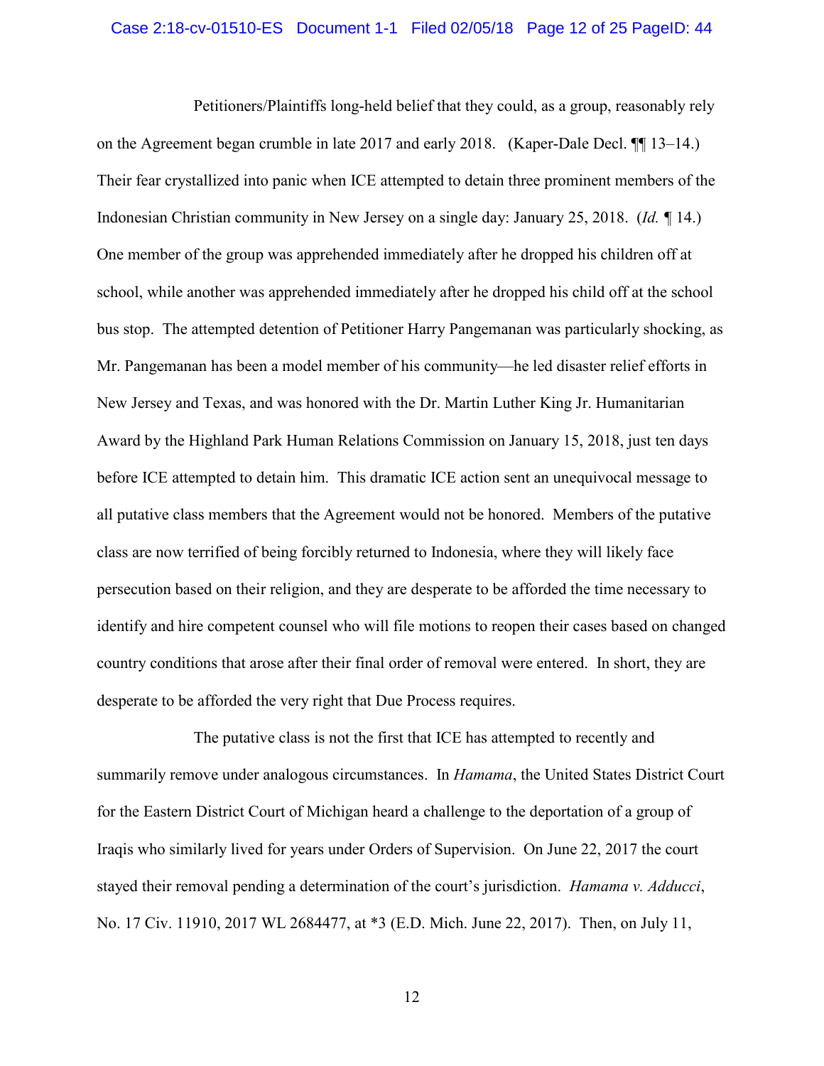Petitioners/Plaintiffs long-held belief that they could, as a group, reasonably rely on the Agreement began crumble in late 2017 and early 2018. (Kaper-Dale Decl. ¶¶ 13–14.) Their fear crystallized into panic when ICE attempted to detain three prominent members of the Indonesian Christian community in New Jersey on a single day: January 25, 2018. (*Id.* ¶ 14.) One member of the group was apprehended immediately after he dropped his children off at school, while another was apprehended immediately after he dropped his child off at the school bus stop. The attempted detention of Petitioner Harry Pangemanan was particularly shocking, as Mr. Pangemanan has been a model member of his community—he led disaster relief efforts in New Jersey and Texas, and was honored with the Dr. Martin Luther King Jr. Humanitarian Award by the Highland Park Human Relations Commission on January 15, 2018, just ten days before ICE attempted to detain him. This dramatic ICE action sent an unequivocal message to all putative class members that the Agreement would not be honored. Members of the putative class are now terrified of being forcibly returned to Indonesia, where they will likely face persecution based on their religion, and they are desperate to be afforded the time necessary to identify and hire competent counsel who will file motions to reopen their cases based on changed country conditions that arose after their final order of removal were entered. In short, they are desperate to be afforded the very right that Due Process requires.

The putative class is not the first that ICE has attempted to recently and summarily remove under analogous circumstances. In *Hamama*, the United States District Court for the Eastern District Court of Michigan heard a challenge to the deportation of a group of Iraqis who similarly lived for years under Orders of Supervision. On June 22, 2017 the court stayed their removal pending a determination of the court's jurisdiction. *Hamama v. Adducci*, No. 17 Civ. 11910, 2017 WL 2684477, at *3 (E.D. Mich. June 22, 2017). Then, on July 11,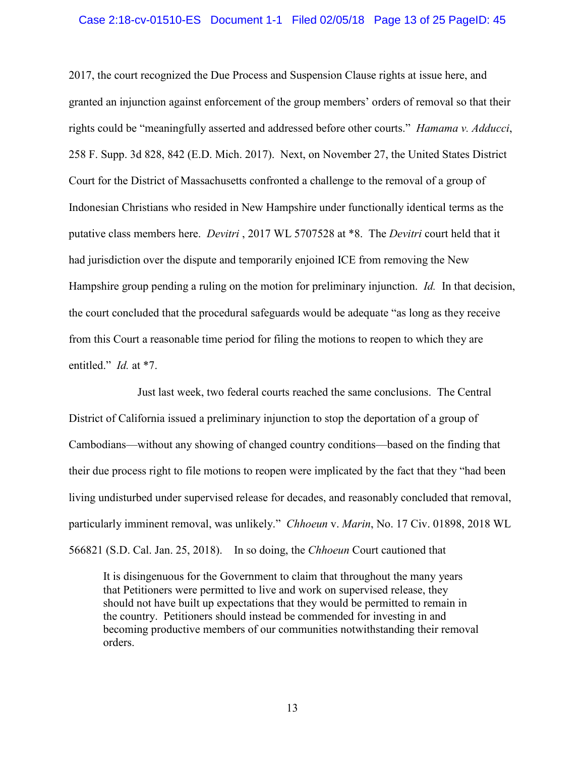2017, the court recognized the Due Process and Suspension Clause rights at issue here, and granted an injunction against enforcement of the group members' orders of removal so that their rights could be "meaningfully asserted and addressed before other courts." *Hamama v. Adducci*, 258 F. Supp. 3d 828, 842 (E.D. Mich. 2017). Next, on November 27, the United States District Court for the District of Massachusetts confronted a challenge to the removal of a group of Indonesian Christians who resided in New Hampshire under functionally identical terms as the putative class members here. *Devitri* , 2017 WL 5707528 at *8. The *Devitri* court held that it had jurisdiction over the dispute and temporarily enjoined ICE from removing the New Hampshire group pending a ruling on the motion for preliminary injunction. *Id.* In that decision, the court concluded that the procedural safeguards would be adequate "as long as they receive from this Court a reasonable time period for filing the motions to reopen to which they are entitled." *Id.* at *7.

Just last week, two federal courts reached the same conclusions. The Central District of California issued a preliminary injunction to stop the deportation of a group of Cambodians—without any showing of changed country conditions—based on the finding that their due process right to file motions to reopen were implicated by the fact that they "had been living undisturbed under supervised release for decades, and reasonably concluded that removal, particularly imminent removal, was unlikely." *Chhoeun* v. *Marin*, No. 17 Civ. 01898, 2018 WL 566821 (S.D. Cal. Jan. 25, 2018). In so doing, the *Chhoeun* Court cautioned that

> It is disingenuous for the Government to claim that throughout the many years that Petitioners were permitted to live and work on supervised release, they should not have built up expectations that they would be permitted to remain in the country. Petitioners should instead be commended for investing in and becoming productive members of our communities notwithstanding their removal orders.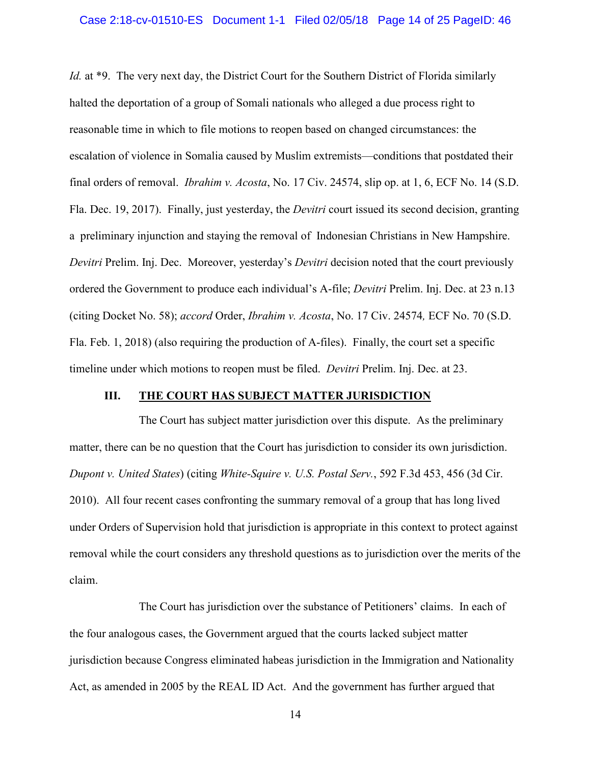*Id.* at *9. The very next day, the District Court for the Southern District of Florida similarly halted the deportation of a group of Somali nationals who alleged a due process right to reasonable time in which to file motions to reopen based on changed circumstances: the escalation of violence in Somalia caused by Muslim extremists—conditions that postdated their final orders of removal. *Ibrahim v. Acosta*, No. 17 Civ. 24574, slip op. at 1, 6, ECF No. 14 (S.D. Fla. Dec. 19, 2017). Finally, just yesterday, the *Devitri* court issued its second decision, granting a preliminary injunction and staying the removal of Indonesian Christians in New Hampshire. *Devitri* Prelim. Inj. Dec. Moreover, yesterday's *Devitri* decision noted that the court previously ordered the Government to produce each individual's A-file; *Devitri* Prelim. Inj. Dec. at 23 n.13 (citing Docket No. 58); *accord* Order, *Ibrahim v. Acosta*, No. 17 Civ. 24574*,* ECF No. 70 (S.D. Fla. Feb. 1, 2018) (also requiring the production of A-files). Finally, the court set a specific timeline under which motions to reopen must be filed. *Devitri* Prelim. Inj. Dec. at 23.

## III. THE COURT HAS SUBJECT MATTER JURISDICTION

The Court has subject matter jurisdiction over this dispute. As the preliminary matter, there can be no question that the Court has jurisdiction to consider its own jurisdiction. *Dupont v. United States*) (citing *White-Squire v. U.S. Postal Serv.*, 592 F.3d 453, 456 (3d Cir. 2010). All four recent cases confronting the summary removal of a group that has long lived under Orders of Supervision hold that jurisdiction is appropriate in this context to protect against removal while the court considers any threshold questions as to jurisdiction over the merits of the claim.

The Court has jurisdiction over the substance of Petitioners' claims. In each of the four analogous cases, the Government argued that the courts lacked subject matter jurisdiction because Congress eliminated habeas jurisdiction in the Immigration and Nationality Act, as amended in 2005 by the REAL ID Act. And the government has further argued that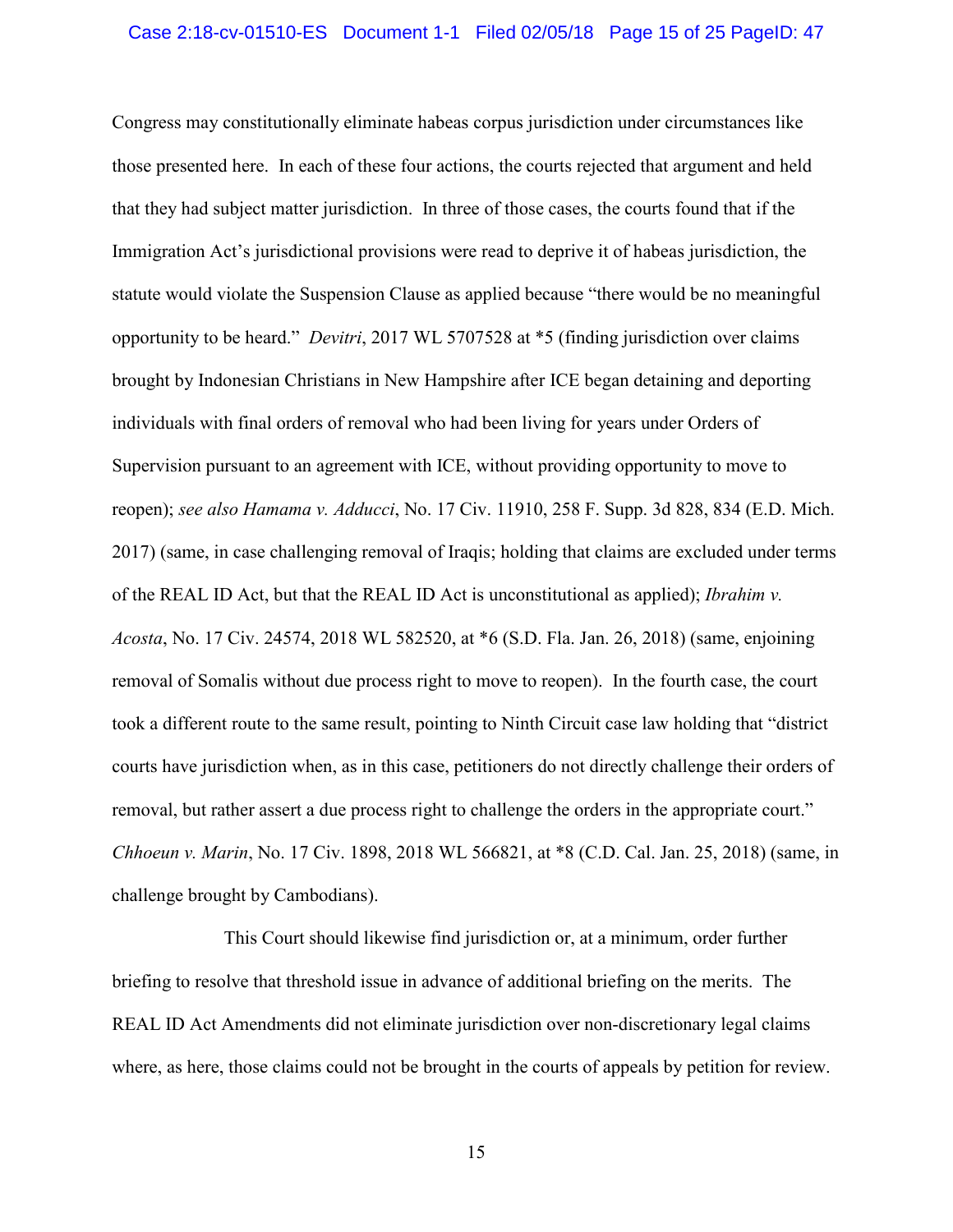Congress may constitutionally eliminate habeas corpus jurisdiction under circumstances like those presented here. In each of these four actions, the courts rejected that argument and held that they had subject matter jurisdiction. In three of those cases, the courts found that if the Immigration Act's jurisdictional provisions were read to deprive it of habeas jurisdiction, the statute would violate the Suspension Clause as applied because "there would be no meaningful opportunity to be heard." *Devitri*, 2017 WL 5707528 at *5 (finding jurisdiction over claims brought by Indonesian Christians in New Hampshire after ICE began detaining and deporting individuals with final orders of removal who had been living for years under Orders of Supervision pursuant to an agreement with ICE, without providing opportunity to move to reopen); *see also Hamama v. Adducci*, No. 17 Civ. 11910, 258 F. Supp. 3d 828, 834 (E.D. Mich. 2017) (same, in case challenging removal of Iraqis; holding that claims are excluded under terms of the REAL ID Act, but that the REAL ID Act is unconstitutional as applied); *Ibrahim v. Acosta*, No. 17 Civ. 24574, 2018 WL 582520, at *6 (S.D. Fla. Jan. 26, 2018) (same, enjoining removal of Somalis without due process right to move to reopen). In the fourth case, the court took a different route to the same result, pointing to Ninth Circuit case law holding that "district courts have jurisdiction when, as in this case, petitioners do not directly challenge their orders of removal, but rather assert a due process right to challenge the orders in the appropriate court." *Chhoeun v. Marin*, No. 17 Civ. 1898, 2018 WL 566821, at *8 (C.D. Cal. Jan. 25, 2018) (same, in challenge brought by Cambodians).

This Court should likewise find jurisdiction or, at a minimum, order further briefing to resolve that threshold issue in advance of additional briefing on the merits. The REAL ID Act Amendments did not eliminate jurisdiction over non-discretionary legal claims where, as here, those claims could not be brought in the courts of appeals by petition for review.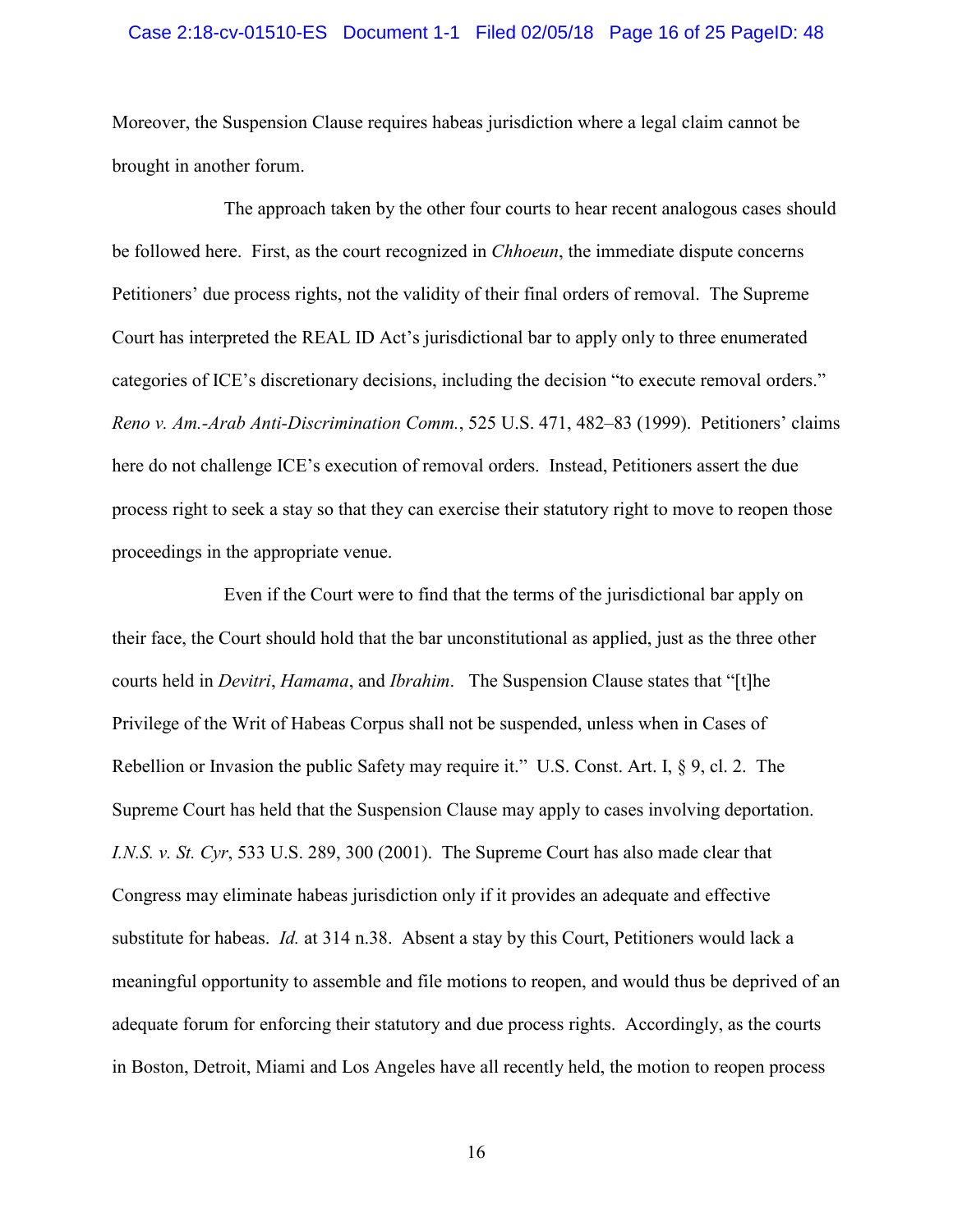Moreover, the Suspension Clause requires habeas jurisdiction where a legal claim cannot be brought in another forum.

The approach taken by the other four courts to hear recent analogous cases should be followed here. First, as the court recognized in *Chhoeun*, the immediate dispute concerns Petitioners' due process rights, not the validity of their final orders of removal. The Supreme Court has interpreted the REAL ID Act's jurisdictional bar to apply only to three enumerated categories of ICE's discretionary decisions, including the decision "to execute removal orders." *Reno v. Am.-Arab Anti-Discrimination Comm.*, 525 U.S. 471, 482–83 (1999). Petitioners' claims here do not challenge ICE's execution of removal orders. Instead, Petitioners assert the due process right to seek a stay so that they can exercise their statutory right to move to reopen those proceedings in the appropriate venue.

Even if the Court were to find that the terms of the jurisdictional bar apply on their face, the Court should hold that the bar unconstitutional as applied, just as the three other courts held in *Devitri*, *Hamama*, and *Ibrahim*. The Suspension Clause states that "[t]he Privilege of the Writ of Habeas Corpus shall not be suspended, unless when in Cases of Rebellion or Invasion the public Safety may require it." U.S. Const. Art. I, § 9, cl. 2. The Supreme Court has held that the Suspension Clause may apply to cases involving deportation. *I.N.S. v. St. Cyr*, 533 U.S. 289, 300 (2001). The Supreme Court has also made clear that Congress may eliminate habeas jurisdiction only if it provides an adequate and effective substitute for habeas. *Id.* at 314 n.38. Absent a stay by this Court, Petitioners would lack a meaningful opportunity to assemble and file motions to reopen, and would thus be deprived of an adequate forum for enforcing their statutory and due process rights. Accordingly, as the courts in Boston, Detroit, Miami and Los Angeles have all recently held, the motion to reopen process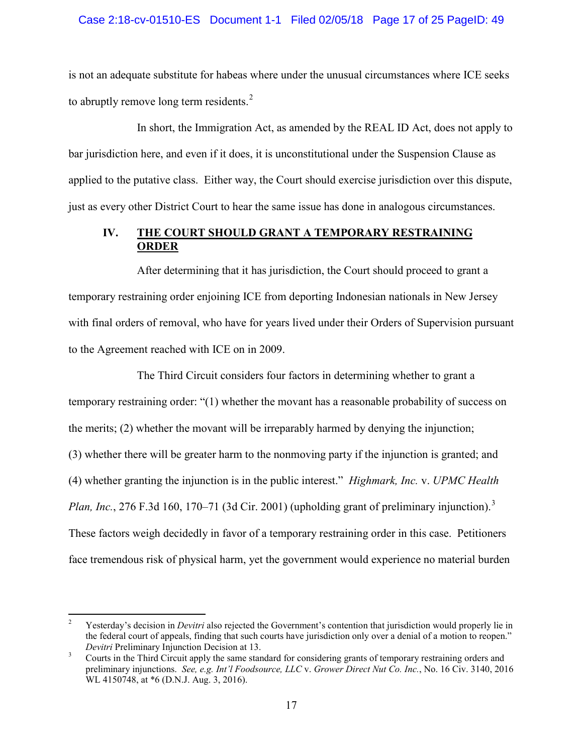is not an adequate substitute for habeas where under the unusual circumstances where ICE seeks to abruptly remove long term residents.[2]

In short, the Immigration Act, as amended by the REAL ID Act, does not apply to bar jurisdiction here, and even if it does, it is unconstitutional under the Suspension Clause as applied to the putative class. Either way, the Court should exercise jurisdiction over this dispute, just as every other District Court to hear the same issue has done in analogous circumstances.

## IV. <u>THE COURT SHOULD GRANT A TEMPORARY RESTRAINING ORDER</u>

After determining that it has jurisdiction, the Court should proceed to grant a temporary restraining order enjoining ICE from deporting Indonesian nationals in New Jersey with final orders of removal, who have for years lived under their Orders of Supervision pursuant to the Agreement reached with ICE on in 2009.

The Third Circuit considers four factors in determining whether to grant a temporary restraining order: "(1) whether the movant has a reasonable probability of success on the merits; (2) whether the movant will be irreparably harmed by denying the injunction; (3) whether there will be greater harm to the nonmoving party if the injunction is granted; and (4) whether granting the injunction is in the public interest." *Highmark, Inc.* v. *UPMC Health Plan, Inc.*, 276 F.3d 160, 170–71 (3d Cir. 2001) (upholding grant of preliminary injunction).[3] These factors weigh decidedly in favor of a temporary restraining order in this case. Petitioners face tremendous risk of physical harm, yet the government would experience no material burden

---

[2] Yesterday's decision in *Devitri* also rejected the Government's contention that jurisdiction would properly lie in the federal court of appeals, finding that such courts have jurisdiction only over a denial of a motion to reopen." *Devitri* Preliminary Injunction Decision at 13.

[3] Courts in the Third Circuit apply the same standard for considering grants of temporary restraining orders and preliminary injunctions. *See, e.g. Int'l Foodsource, LLC* v. *Grower Direct Nut Co. Inc.*, No. 16 Civ. 3140, 2016 WL 4150748, at *6 (D.N.J. Aug. 3, 2016).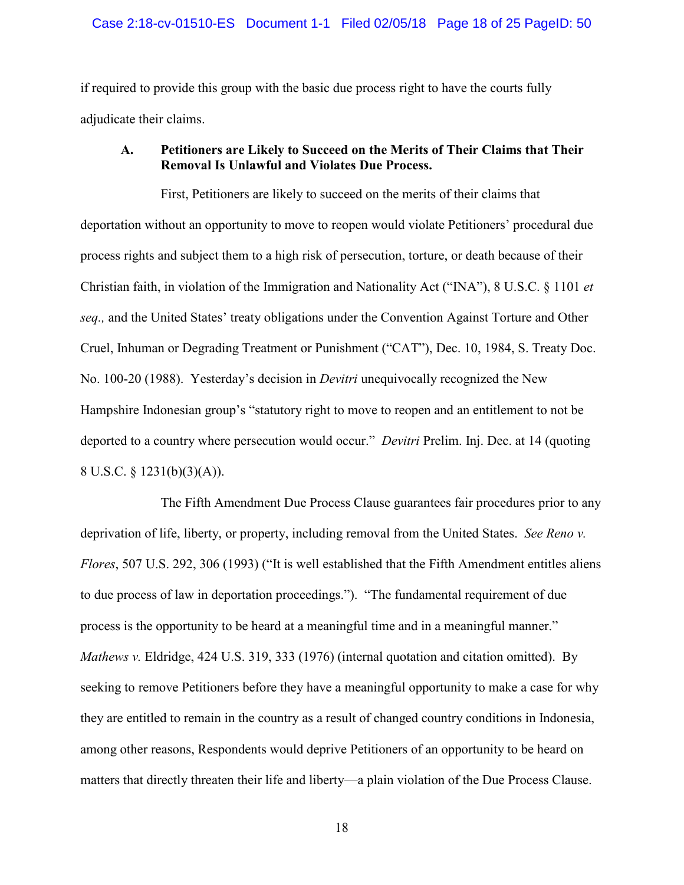if required to provide this group with the basic due process right to have the courts fully adjudicate their claims.

### A. Petitioners are Likely to Succeed on the Merits of Their Claims that Their Removal Is Unlawful and Violates Due Process.

First, Petitioners are likely to succeed on the merits of their claims that deportation without an opportunity to move to reopen would violate Petitioners' procedural due process rights and subject them to a high risk of persecution, torture, or death because of their Christian faith, in violation of the Immigration and Nationality Act ("INA"), 8 U.S.C. § 1101 *et seq.,* and the United States' treaty obligations under the Convention Against Torture and Other Cruel, Inhuman or Degrading Treatment or Punishment ("CAT"), Dec. 10, 1984, S. Treaty Doc. No. 100-20 (1988). Yesterday's decision in *Devitri* unequivocally recognized the New Hampshire Indonesian group's "statutory right to move to reopen and an entitlement to not be deported to a country where persecution would occur." *Devitri* Prelim. Inj. Dec. at 14 (quoting 8 U.S.C. § 1231(b)(3)(A)).

The Fifth Amendment Due Process Clause guarantees fair procedures prior to any deprivation of life, liberty, or property, including removal from the United States. *See Reno v. Flores*, 507 U.S. 292, 306 (1993) ("It is well established that the Fifth Amendment entitles aliens to due process of law in deportation proceedings."). "The fundamental requirement of due process is the opportunity to be heard at a meaningful time and in a meaningful manner." *Mathews v.* Eldridge, 424 U.S. 319, 333 (1976) (internal quotation and citation omitted). By seeking to remove Petitioners before they have a meaningful opportunity to make a case for why they are entitled to remain in the country as a result of changed country conditions in Indonesia, among other reasons, Respondents would deprive Petitioners of an opportunity to be heard on matters that directly threaten their life and liberty—a plain violation of the Due Process Clause.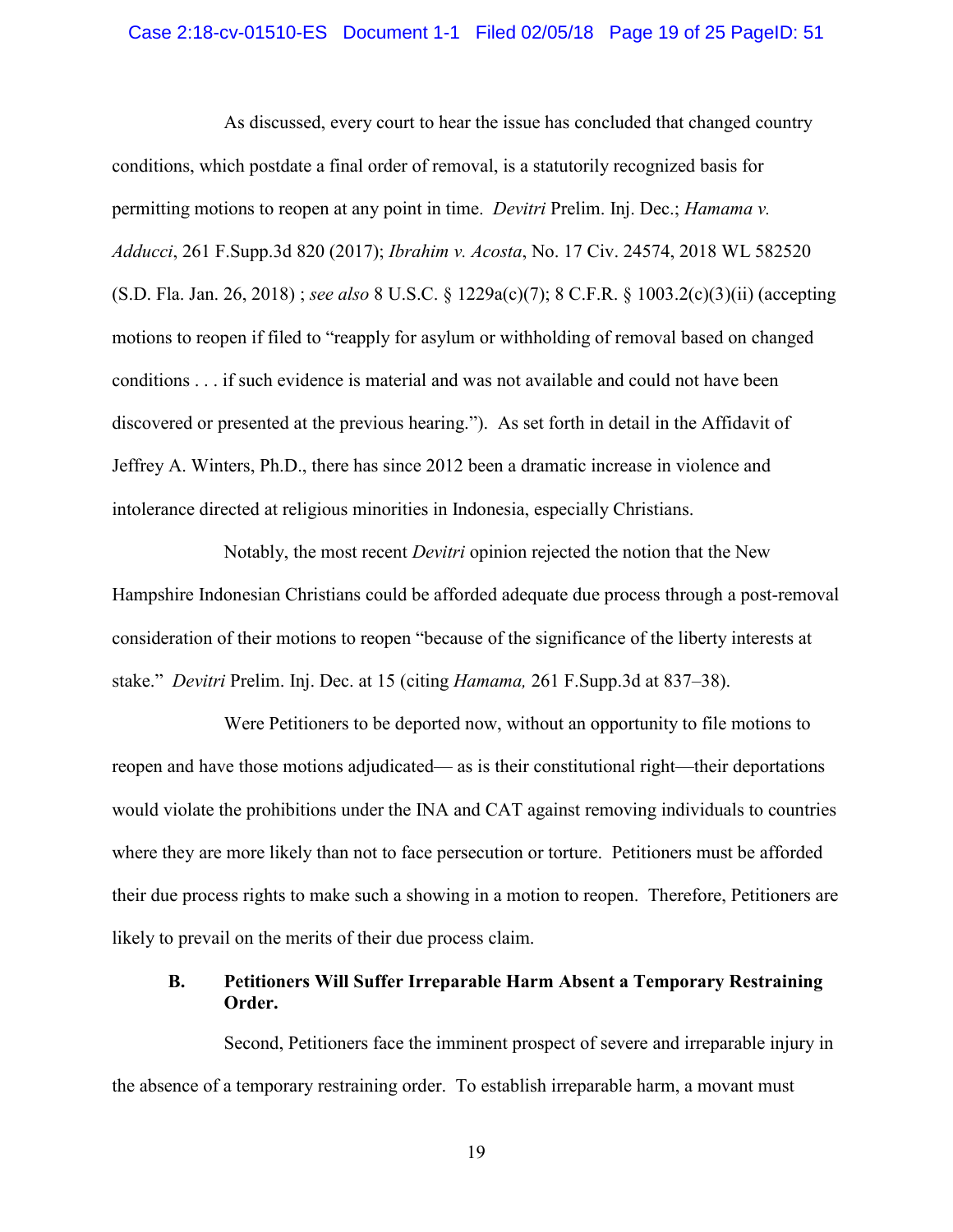As discussed, every court to hear the issue has concluded that changed country conditions, which postdate a final order of removal, is a statutorily recognized basis for permitting motions to reopen at any point in time. *Devitri* Prelim. Inj. Dec.; *Hamama v. Adducci*, 261 F.Supp.3d 820 (2017); *Ibrahim v. Acosta*, No. 17 Civ. 24574, 2018 WL 582520 (S.D. Fla. Jan. 26, 2018) ; *see also* 8 U.S.C. § 1229a(c)(7); 8 C.F.R. § 1003.2(c)(3)(ii) (accepting motions to reopen if filed to "reapply for asylum or withholding of removal based on changed conditions . . . if such evidence is material and was not available and could not have been discovered or presented at the previous hearing."). As set forth in detail in the Affidavit of Jeffrey A. Winters, Ph.D., there has since 2012 been a dramatic increase in violence and intolerance directed at religious minorities in Indonesia, especially Christians.

Notably, the most recent *Devitri* opinion rejected the notion that the New Hampshire Indonesian Christians could be afforded adequate due process through a post-removal consideration of their motions to reopen "because of the significance of the liberty interests at stake." *Devitri* Prelim. Inj. Dec. at 15 (citing *Hamama,* 261 F.Supp.3d at 837–38).

Were Petitioners to be deported now, without an opportunity to file motions to reopen and have those motions adjudicated— as is their constitutional right—their deportations would violate the prohibitions under the INA and CAT against removing individuals to countries where they are more likely than not to face persecution or torture. Petitioners must be afforded their due process rights to make such a showing in a motion to reopen. Therefore, Petitioners are likely to prevail on the merits of their due process claim.

### B. Petitioners Will Suffer Irreparable Harm Absent a Temporary Restraining Order.

Second, Petitioners face the imminent prospect of severe and irreparable injury in the absence of a temporary restraining order. To establish irreparable harm, a movant must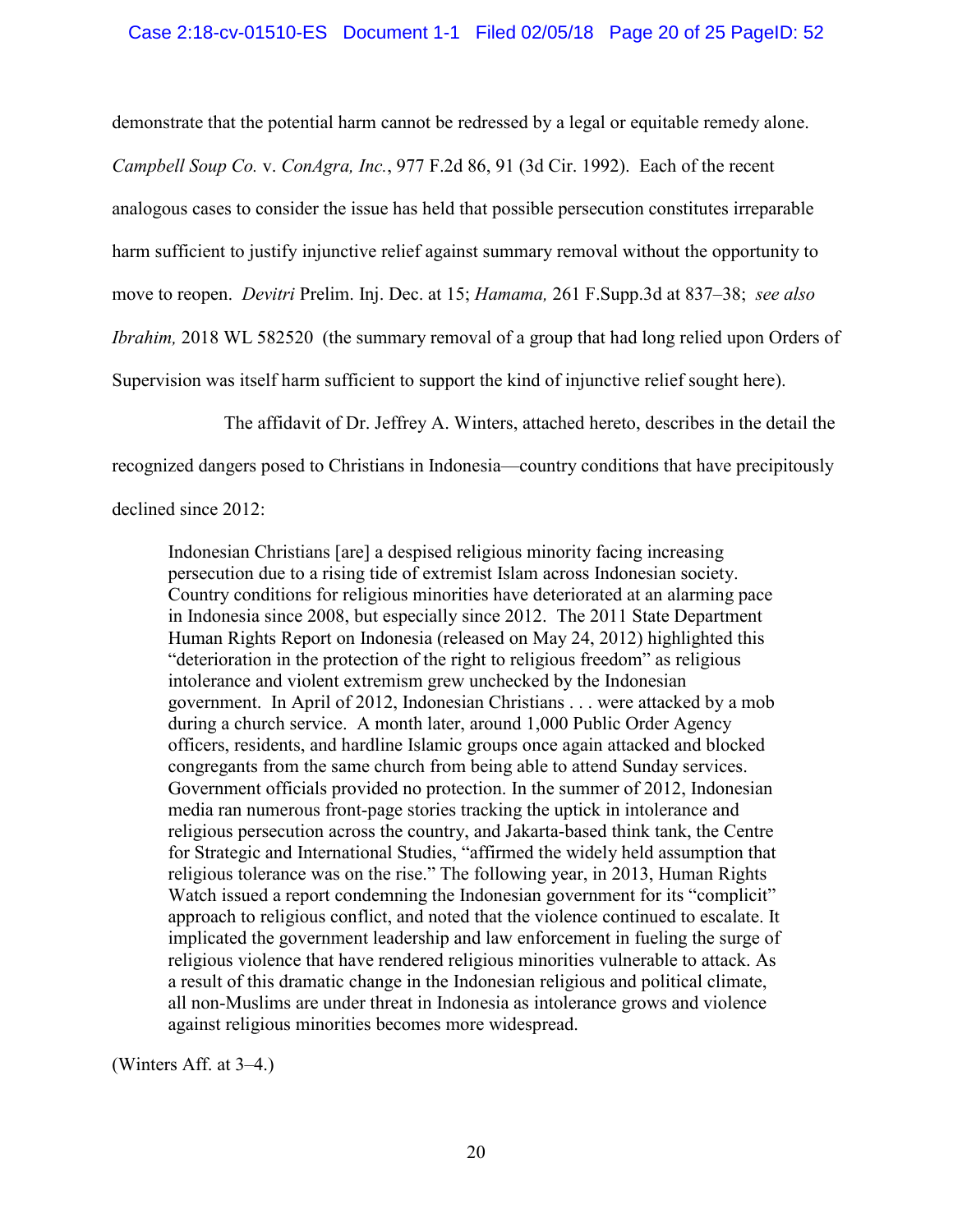demonstrate that the potential harm cannot be redressed by a legal or equitable remedy alone. *Campbell Soup Co.* v. *ConAgra, Inc.*, 977 F.2d 86, 91 (3d Cir. 1992). Each of the recent analogous cases to consider the issue has held that possible persecution constitutes irreparable harm sufficient to justify injunctive relief against summary removal without the opportunity to move to reopen. *Devitri* Prelim. Inj. Dec. at 15; *Hamama,* 261 F.Supp.3d at 837–38; *see also Ibrahim,* 2018 WL 582520 (the summary removal of a group that had long relied upon Orders of Supervision was itself harm sufficient to support the kind of injunctive relief sought here).

The affidavit of Dr. Jeffrey A. Winters, attached hereto, describes in the detail the recognized dangers posed to Christians in Indonesia—country conditions that have precipitously declined since 2012:

> Indonesian Christians [are] a despised religious minority facing increasing persecution due to a rising tide of extremist Islam across Indonesian society. Country conditions for religious minorities have deteriorated at an alarming pace in Indonesia since 2008, but especially since 2012. The 2011 State Department Human Rights Report on Indonesia (released on May 24, 2012) highlighted this "deterioration in the protection of the right to religious freedom" as religious intolerance and violent extremism grew unchecked by the Indonesian government. In April of 2012, Indonesian Christians . . . were attacked by a mob during a church service. A month later, around 1,000 Public Order Agency officers, residents, and hardline Islamic groups once again attacked and blocked congregants from the same church from being able to attend Sunday services. Government officials provided no protection. In the summer of 2012, Indonesian media ran numerous front-page stories tracking the uptick in intolerance and religious persecution across the country, and Jakarta-based think tank, the Centre for Strategic and International Studies, "affirmed the widely held assumption that religious tolerance was on the rise." The following year, in 2013, Human Rights Watch issued a report condemning the Indonesian government for its "complicit" approach to religious conflict, and noted that the violence continued to escalate. It implicated the government leadership and law enforcement in fueling the surge of religious violence that have rendered religious minorities vulnerable to attack. As a result of this dramatic change in the Indonesian religious and political climate, all non-Muslims are under threat in Indonesia as intolerance grows and violence against religious minorities becomes more widespread.

(Winters Aff. at 3–4.)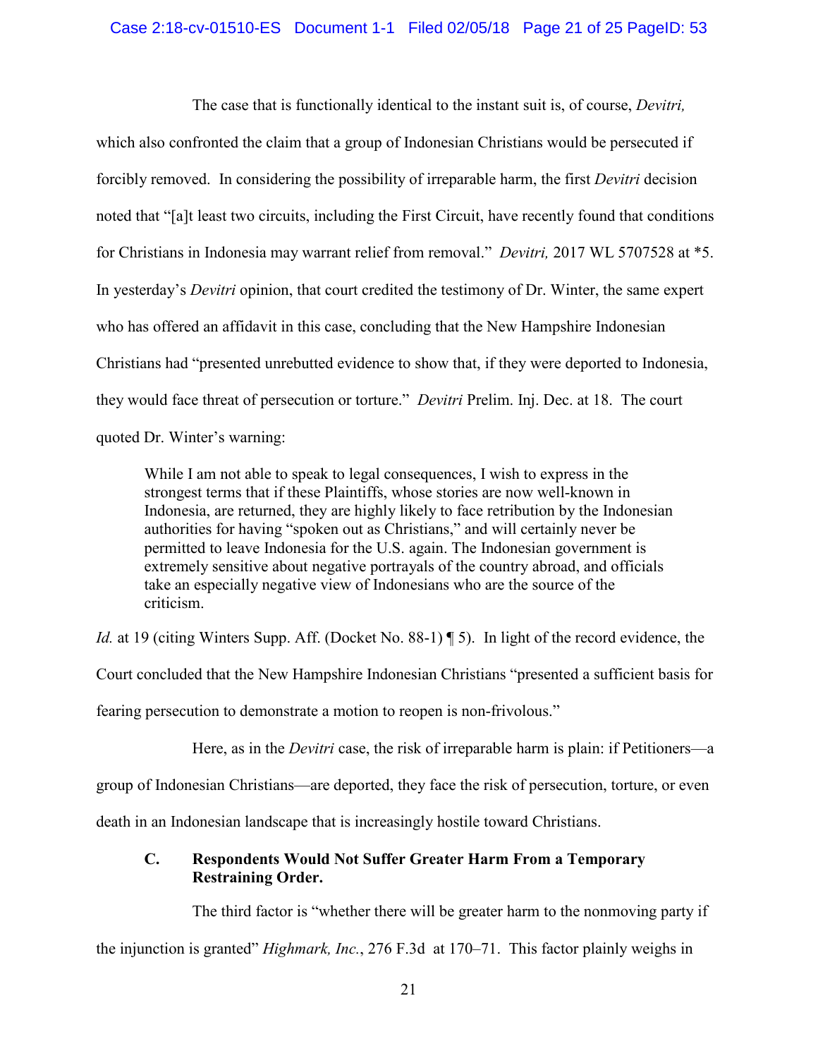The case that is functionally identical to the instant suit is, of course, *Devitri,* which also confronted the claim that a group of Indonesian Christians would be persecuted if forcibly removed. In considering the possibility of irreparable harm, the first *Devitri* decision noted that "[a]t least two circuits, including the First Circuit, have recently found that conditions for Christians in Indonesia may warrant relief from removal." *Devitri,* 2017 WL 5707528 at *5. In yesterday's *Devitri* opinion, that court credited the testimony of Dr. Winter, the same expert who has offered an affidavit in this case, concluding that the New Hampshire Indonesian Christians had "presented unrebutted evidence to show that, if they were deported to Indonesia, they would face threat of persecution or torture." *Devitri* Prelim. Inj. Dec. at 18. The court quoted Dr. Winter's warning:

> While I am not able to speak to legal consequences, I wish to express in the strongest terms that if these Plaintiffs, whose stories are now well-known in Indonesia, are returned, they are highly likely to face retribution by the Indonesian authorities for having "spoken out as Christians," and will certainly never be permitted to leave Indonesia for the U.S. again. The Indonesian government is extremely sensitive about negative portrayals of the country abroad, and officials take an especially negative view of Indonesians who are the source of the criticism.

*Id.* at 19 (citing Winters Supp. Aff. (Docket No. 88-1) ¶ 5). In light of the record evidence, the Court concluded that the New Hampshire Indonesian Christians "presented a sufficient basis for fearing persecution to demonstrate a motion to reopen is non-frivolous."

Here, as in the *Devitri* case, the risk of irreparable harm is plain: if Petitioners—a group of Indonesian Christians—are deported, they face the risk of persecution, torture, or even death in an Indonesian landscape that is increasingly hostile toward Christians.

### C. Respondents Would Not Suffer Greater Harm From a Temporary Restraining Order.

The third factor is "whether there will be greater harm to the nonmoving party if the injunction is granted" *Highmark, Inc.*, 276 F.3d at 170–71. This factor plainly weighs in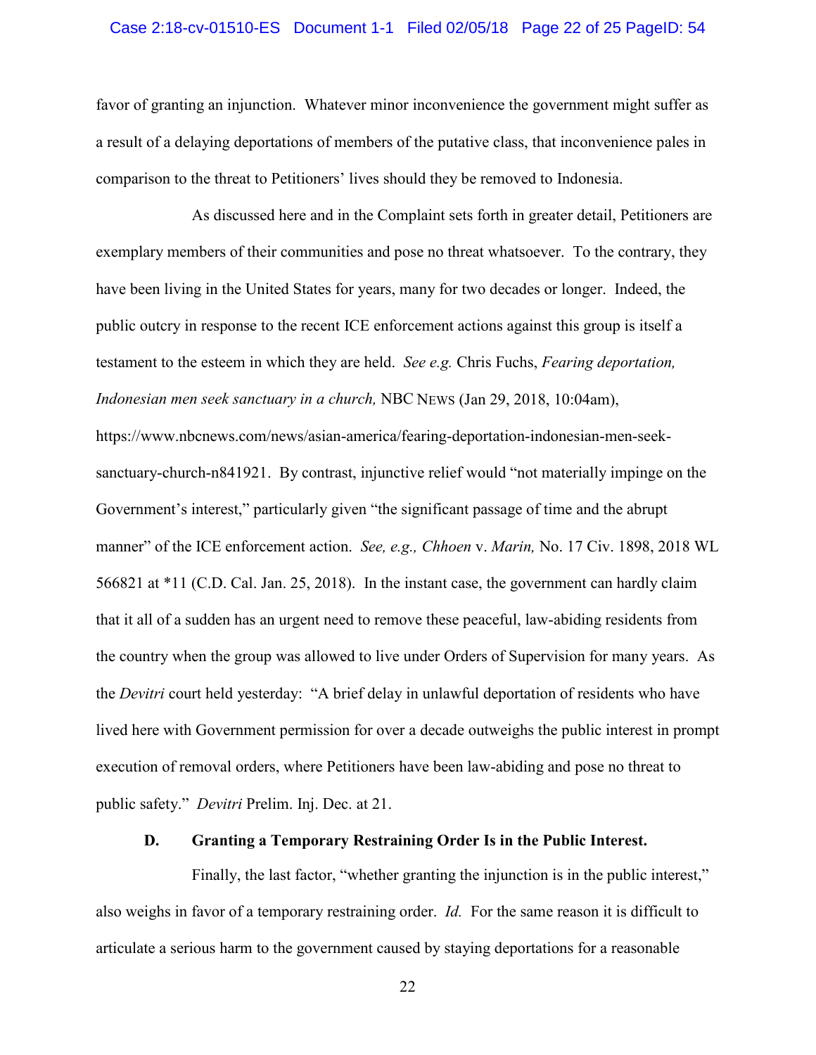favor of granting an injunction. Whatever minor inconvenience the government might suffer as a result of a delaying deportations of members of the putative class, that inconvenience pales in comparison to the threat to Petitioners' lives should they be removed to Indonesia.

As discussed here and in the Complaint sets forth in greater detail, Petitioners are exemplary members of their communities and pose no threat whatsoever. To the contrary, they have been living in the United States for years, many for two decades or longer. Indeed, the public outcry in response to the recent ICE enforcement actions against this group is itself a testament to the esteem in which they are held. *See e.g.* Chris Fuchs, *Fearing deportation, Indonesian men seek sanctuary in a church,* NBC NEWS (Jan 29, 2018, 10:04am), https://www.nbcnews.com/news/asian-america/fearing-deportation-indonesian-men-seek-sanctuary-church-n841921. By contrast, injunctive relief would "not materially impinge on the Government's interest," particularly given "the significant passage of time and the abrupt manner" of the ICE enforcement action. *See, e.g., Chhoen* v. *Marin,* No. 17 Civ. 1898, 2018 WL 566821 at *11 (C.D. Cal. Jan. 25, 2018). In the instant case, the government can hardly claim that it all of a sudden has an urgent need to remove these peaceful, law-abiding residents from the country when the group was allowed to live under Orders of Supervision for many years. As the *Devitri* court held yesterday: "A brief delay in unlawful deportation of residents who have lived here with Government permission for over a decade outweighs the public interest in prompt execution of removal orders, where Petitioners have been law-abiding and pose no threat to public safety." *Devitri* Prelim. Inj. Dec. at 21.

### D. Granting a Temporary Restraining Order Is in the Public Interest.

Finally, the last factor, "whether granting the injunction is in the public interest," also weighs in favor of a temporary restraining order. *Id.* For the same reason it is difficult to articulate a serious harm to the government caused by staying deportations for a reasonable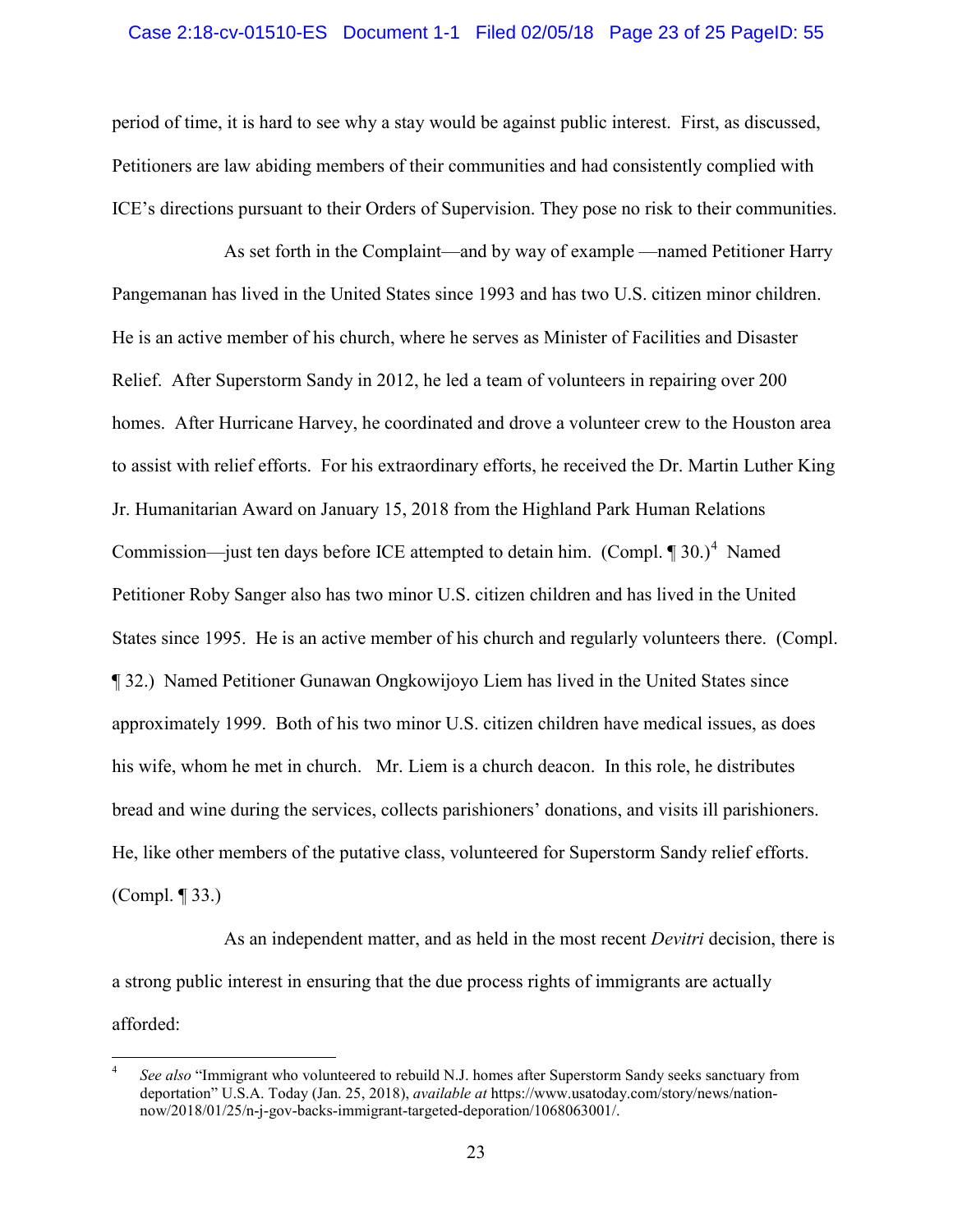period of time, it is hard to see why a stay would be against public interest. First, as discussed, Petitioners are law abiding members of their communities and had consistently complied with ICE's directions pursuant to their Orders of Supervision. They pose no risk to their communities.

As set forth in the Complaint—and by way of example —named Petitioner Harry Pangemanan has lived in the United States since 1993 and has two U.S. citizen minor children. He is an active member of his church, where he serves as Minister of Facilities and Disaster Relief. After Superstorm Sandy in 2012, he led a team of volunteers in repairing over 200 homes. After Hurricane Harvey, he coordinated and drove a volunteer crew to the Houston area to assist with relief efforts. For his extraordinary efforts, he received the Dr. Martin Luther King Jr. Humanitarian Award on January 15, 2018 from the Highland Park Human Relations Commission—just ten days before ICE attempted to detain him. (Compl. ¶ 30.)[4] Named Petitioner Roby Sanger also has two minor U.S. citizen children and has lived in the United States since 1995. He is an active member of his church and regularly volunteers there. (Compl. ¶ 32.) Named Petitioner Gunawan Ongkowijoyo Liem has lived in the United States since approximately 1999. Both of his two minor U.S. citizen children have medical issues, as does his wife, whom he met in church. Mr. Liem is a church deacon. In this role, he distributes bread and wine during the services, collects parishioners' donations, and visits ill parishioners. He, like other members of the putative class, volunteered for Superstorm Sandy relief efforts. (Compl. ¶ 33.)

As an independent matter, and as held in the most recent *Devitri* decision, there is a strong public interest in ensuring that the due process rights of immigrants are actually afforded:

---

[4] *See also* "Immigrant who volunteered to rebuild N.J. homes after Superstorm Sandy seeks sanctuary from deportation" U.S.A. Today (Jan. 25, 2018), *available at* https://www.usatoday.com/story/news/nation-now/2018/01/25/n-j-gov-backs-immigrant-targeted-deporation/1068063001/.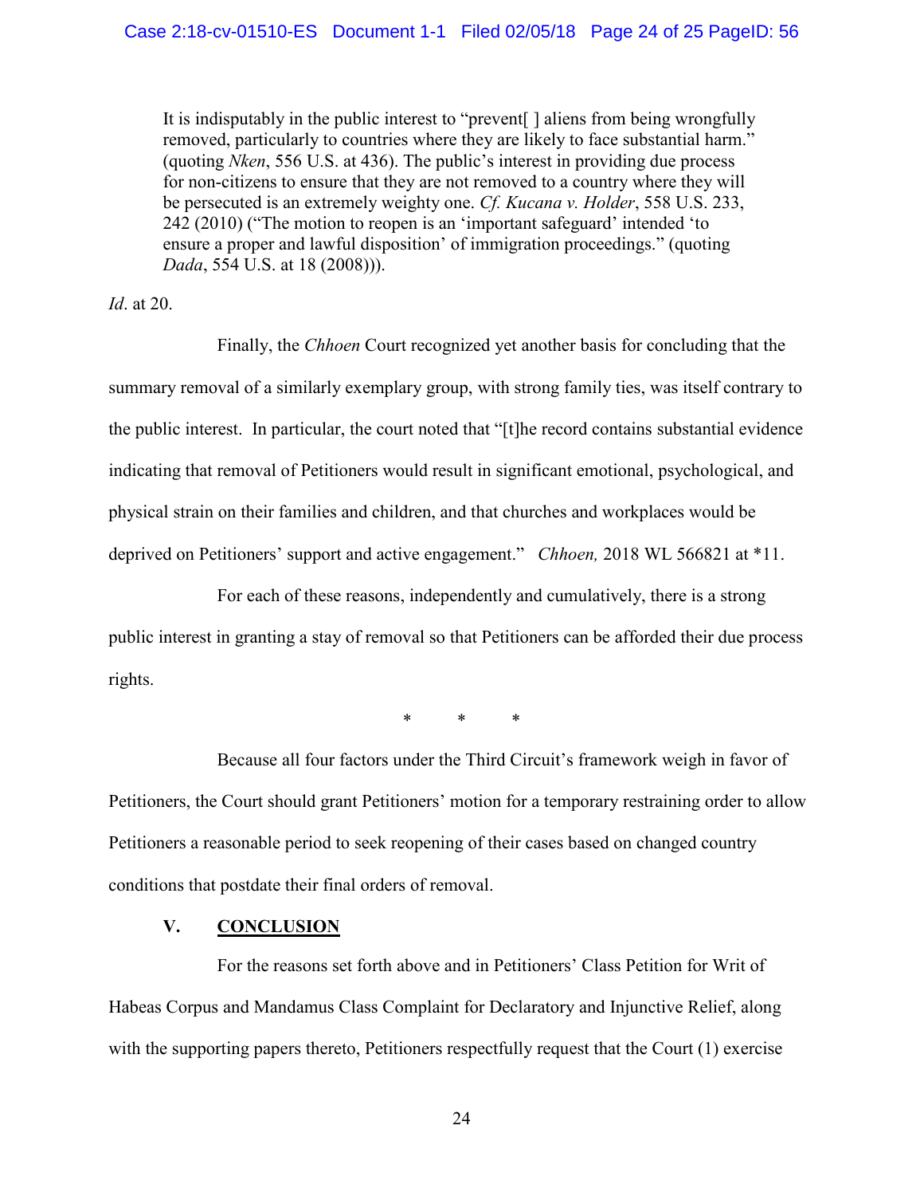> It is indisputably in the public interest to "prevent[ ] aliens from being wrongfully removed, particularly to countries where they are likely to face substantial harm." (quoting *Nken*, 556 U.S. at 436). The public's interest in providing due process for non-citizens to ensure that they are not removed to a country where they will be persecuted is an extremely weighty one. *Cf. Kucana v. Holder*, 558 U.S. 233, 242 (2010) ("The motion to reopen is an 'important safeguard' intended 'to ensure a proper and lawful disposition' of immigration proceedings." (quoting *Dada*, 554 U.S. at 18 (2008))).

*Id*. at 20.

Finally, the *Chhoen* Court recognized yet another basis for concluding that the summary removal of a similarly exemplary group, with strong family ties, was itself contrary to the public interest. In particular, the court noted that "[t]he record contains substantial evidence indicating that removal of Petitioners would result in significant emotional, psychological, and physical strain on their families and children, and that churches and workplaces would be deprived on Petitioners' support and active engagement." *Chhoen,* 2018 WL 566821 at *11.

For each of these reasons, independently and cumulatively, there is a strong public interest in granting a stay of removal so that Petitioners can be afforded their due process rights.

\* \* \*

Because all four factors under the Third Circuit's framework weigh in favor of Petitioners, the Court should grant Petitioners' motion for a temporary restraining order to allow Petitioners a reasonable period to seek reopening of their cases based on changed country conditions that postdate their final orders of removal.

## V. CONCLUSION

For the reasons set forth above and in Petitioners' Class Petition for Writ of Habeas Corpus and Mandamus Class Complaint for Declaratory and Injunctive Relief, along with the supporting papers thereto, Petitioners respectfully request that the Court (1) exercise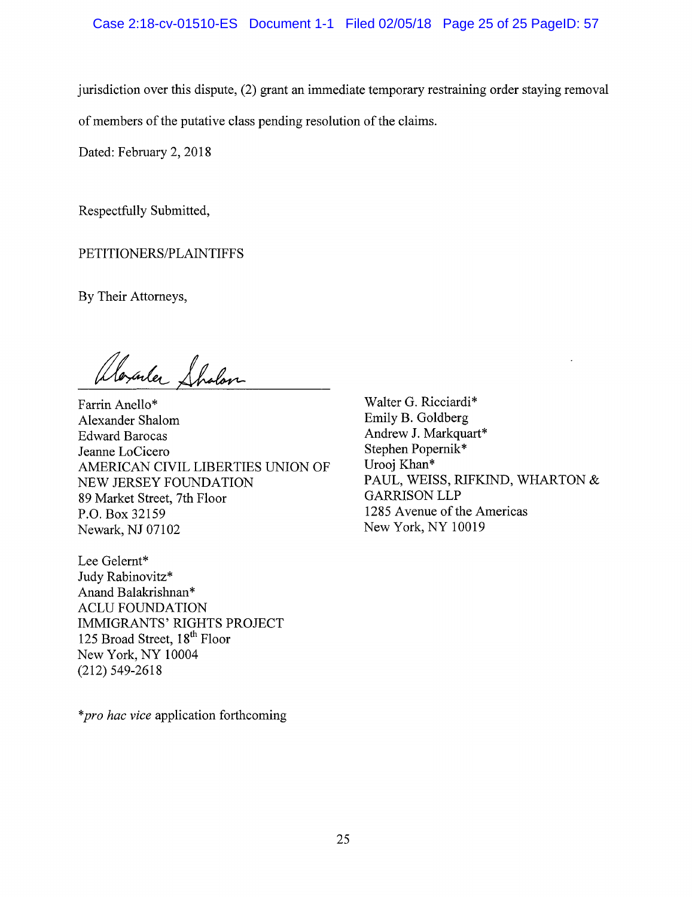jurisdiction over this dispute, (2) grant an immediate temporary restraining order staying removal of members of the putative class pending resolution of the claims.

Dated: February 2, 2018

Respectfully Submitted,

PETITIONERS/PLAINTIFFS

By Their Attorneys,

Farrin Anello*
Alexander Shalom
Edward Barocas
Jeanne LoCicero
AMERICAN CIVIL LIBERTIES UNION OF NEW JERSEY FOUNDATION
89 Market Street, 7th Floor
P.O. Box 32159
Newark, NJ 07102

Lee Gelernt*
Judy Rabinovitz*
Anand Balakrishnan*
ACLU FOUNDATION
IMMIGRANTS' RIGHTS PROJECT
125 Broad Street, 18th Floor
New York, NY 10004
(212) 549-2618

Walter G. Ricciardi*
Emily B. Goldberg
Andrew J. Markquart*
Stephen Popernik*
Urooj Khan*
PAUL, WEISS, RIFKIND, WHARTON & GARRISON LLP
1285 Avenue of the Americas
New York, NY 10019

**pro hac vice* application forthcoming